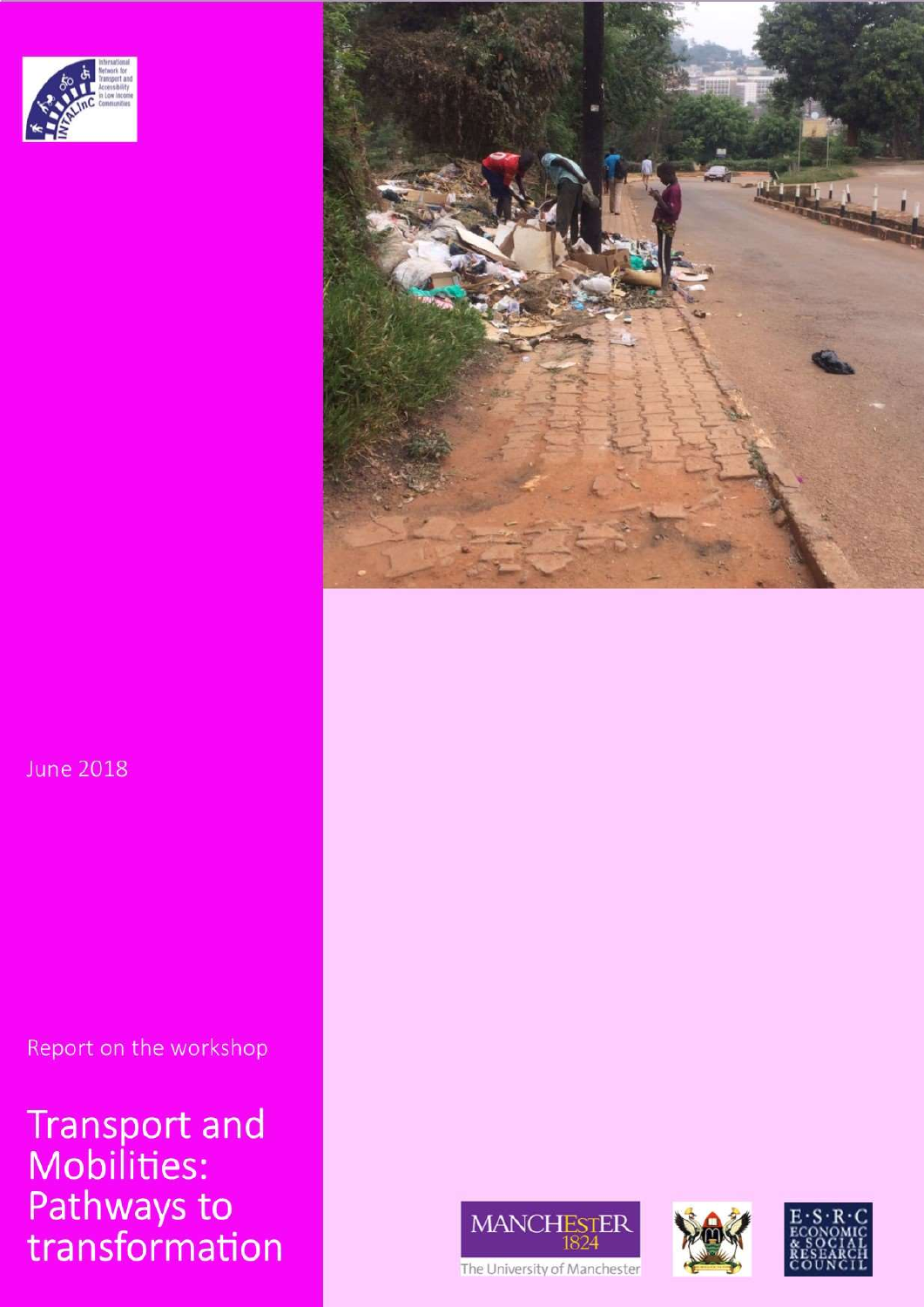June 2018

Report on the workshop

# Transport and Mobilities: Pathways to transformation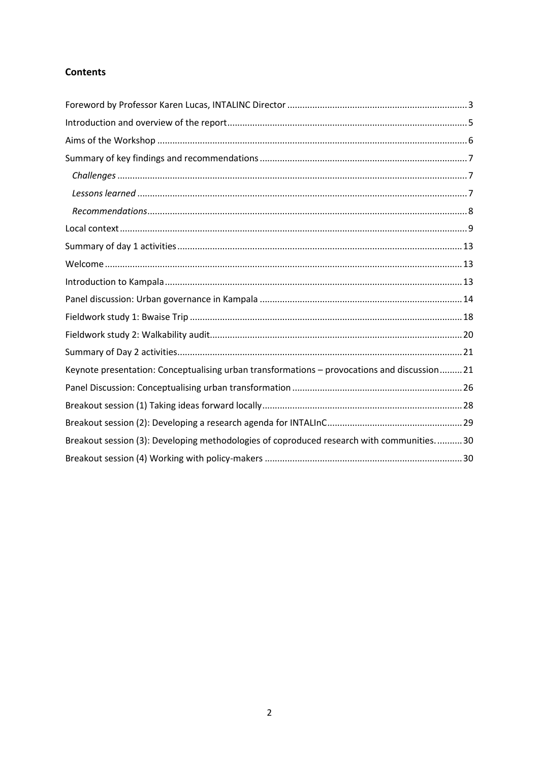## Contents

Foreword by Professor Karen Lucas, INTALINC Director ........ 3
Introduction and overview of the report ........ 5
Aims of the Workshop ........ 6
Summary of key findings and recommendations ........ 7
  *Challenges* ........ 7
  *Lessons learned* ........ 7
  *Recommendations* ........ 8
Local context ........ 9
Summary of day 1 activities ........ 13
Welcome ........ 13
Introduction to Kampala ........ 13
Panel discussion: Urban governance in Kampala ........ 14
Fieldwork study 1: Bwaise Trip ........ 18
Fieldwork study 2: Walkability audit ........ 20
Summary of Day 2 activities ........ 21
Keynote presentation: Conceptualising urban transformations – provocations and discussion ........ 21
Panel Discussion: Conceptualising urban transformation ........ 26
Breakout session (1) Taking ideas forward locally ........ 28
Breakout session (2): Developing a research agenda for INTALInC ........ 29
Breakout session (3): Developing methodologies of coproduced research with communities. ........ 30
Breakout session (4) Working with policy-makers ........ 30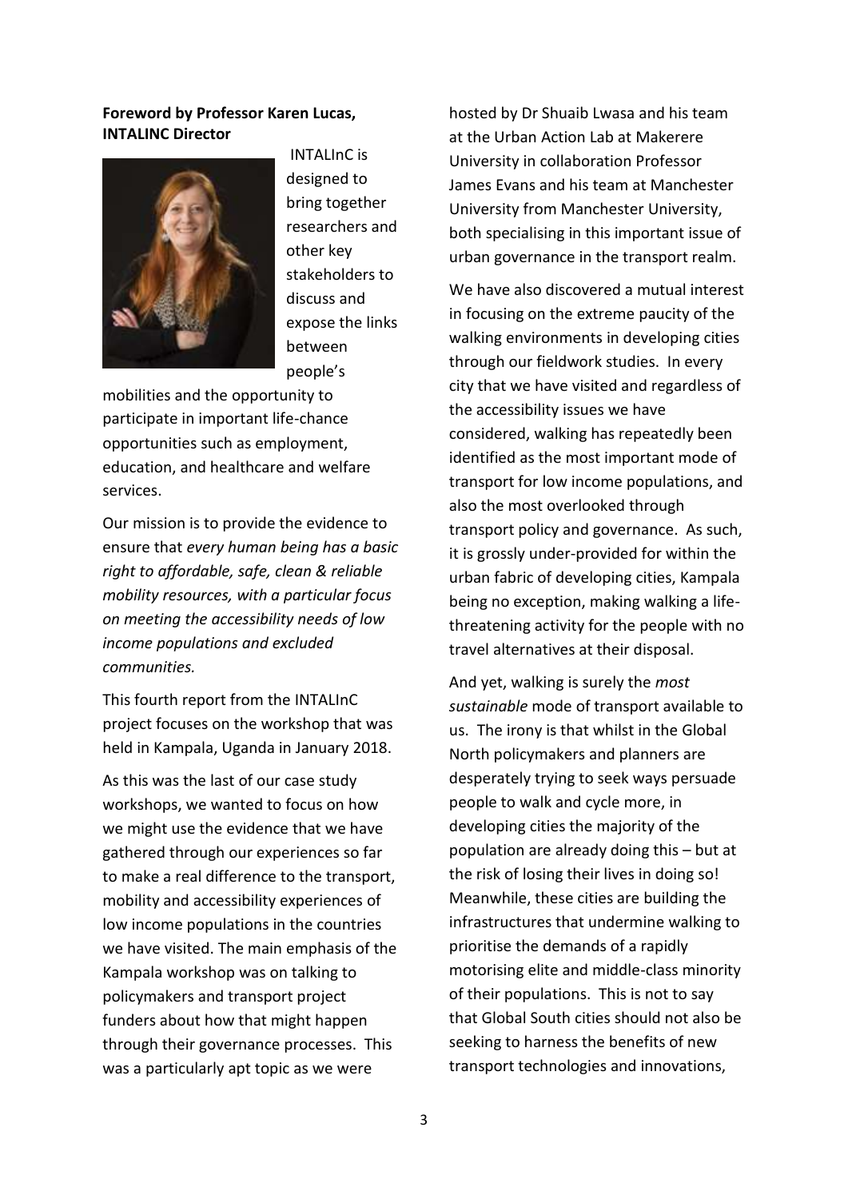**Foreword by Professor Karen Lucas, INTALINC Director**

INTALInC is designed to bring together researchers and other key stakeholders to discuss and expose the links between people's mobilities and the opportunity to participate in important life-chance opportunities such as employment, education, and healthcare and welfare services.

Our mission is to provide the evidence to ensure that *every human being has a basic right to affordable, safe, clean & reliable mobility resources, with a particular focus on meeting the accessibility needs of low income populations and excluded communities.*

This fourth report from the INTALInC project focuses on the workshop that was held in Kampala, Uganda in January 2018.

As this was the last of our case study workshops, we wanted to focus on how we might use the evidence that we have gathered through our experiences so far to make a real difference to the transport, mobility and accessibility experiences of low income populations in the countries we have visited. The main emphasis of the Kampala workshop was on talking to policymakers and transport project funders about how that might happen through their governance processes. This was a particularly apt topic as we were hosted by Dr Shuaib Lwasa and his team at the Urban Action Lab at Makerere University in collaboration Professor James Evans and his team at Manchester University from Manchester University, both specialising in this important issue of urban governance in the transport realm.

We have also discovered a mutual interest in focusing on the extreme paucity of the walking environments in developing cities through our fieldwork studies. In every city that we have visited and regardless of the accessibility issues we have considered, walking has repeatedly been identified as the most important mode of transport for low income populations, and also the most overlooked through transport policy and governance. As such, it is grossly under-provided for within the urban fabric of developing cities, Kampala being no exception, making walking a life-threatening activity for the people with no travel alternatives at their disposal.

And yet, walking is surely the *most sustainable* mode of transport available to us. The irony is that whilst in the Global North policymakers and planners are desperately trying to seek ways persuade people to walk and cycle more, in developing cities the majority of the population are already doing this – but at the risk of losing their lives in doing so! Meanwhile, these cities are building the infrastructures that undermine walking to prioritise the demands of a rapidly motorising elite and middle-class minority of their populations. This is not to say that Global South cities should not also be seeking to harness the benefits of new transport technologies and innovations,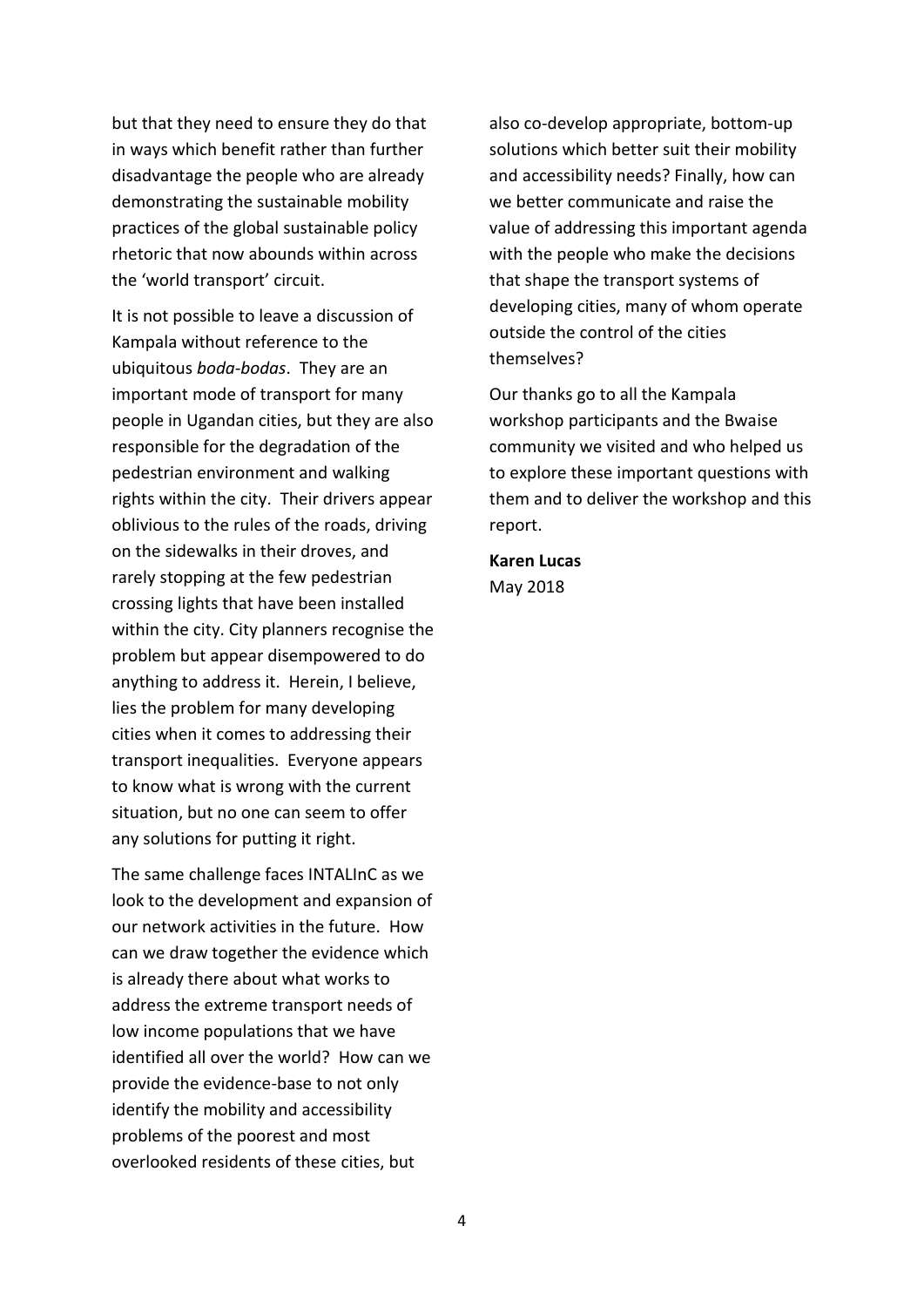but that they need to ensure they do that in ways which benefit rather than further disadvantage the people who are already demonstrating the sustainable mobility practices of the global sustainable policy rhetoric that now abounds within across the 'world transport' circuit.

It is not possible to leave a discussion of Kampala without reference to the ubiquitous *boda-bodas*. They are an important mode of transport for many people in Ugandan cities, but they are also responsible for the degradation of the pedestrian environment and walking rights within the city. Their drivers appear oblivious to the rules of the roads, driving on the sidewalks in their droves, and rarely stopping at the few pedestrian crossing lights that have been installed within the city. City planners recognise the problem but appear disempowered to do anything to address it. Herein, I believe, lies the problem for many developing cities when it comes to addressing their transport inequalities. Everyone appears to know what is wrong with the current situation, but no one can seem to offer any solutions for putting it right.

The same challenge faces INTALInC as we look to the development and expansion of our network activities in the future. How can we draw together the evidence which is already there about what works to address the extreme transport needs of low income populations that we have identified all over the world? How can we provide the evidence-base to not only identify the mobility and accessibility problems of the poorest and most overlooked residents of these cities, but also co-develop appropriate, bottom-up solutions which better suit their mobility and accessibility needs? Finally, how can we better communicate and raise the value of addressing this important agenda with the people who make the decisions that shape the transport systems of developing cities, many of whom operate outside the control of the cities themselves?

Our thanks go to all the Kampala workshop participants and the Bwaise community we visited and who helped us to explore these important questions with them and to deliver the workshop and this report.

**Karen Lucas**
May 2018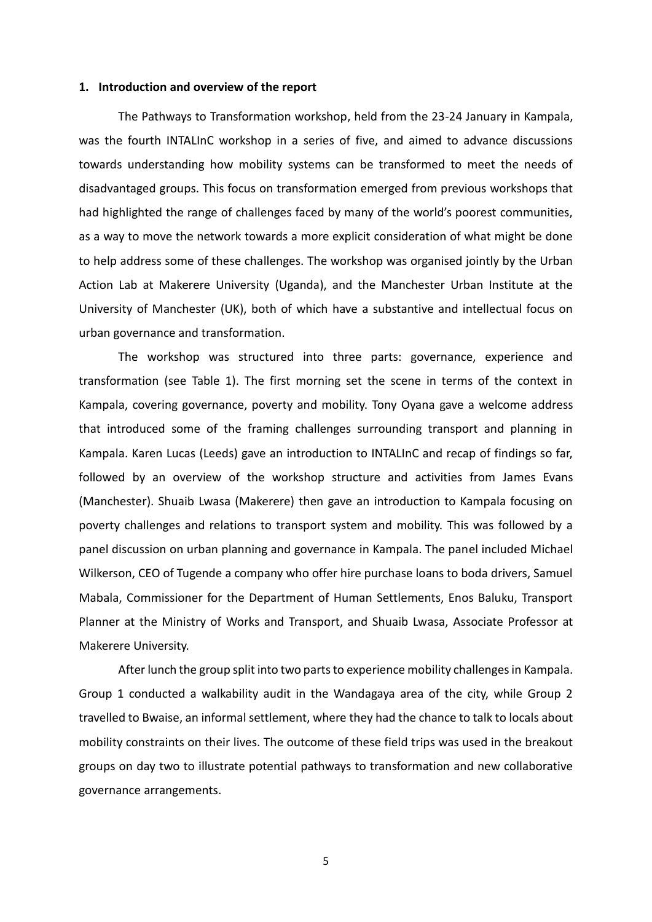## 1. Introduction and overview of the report

The Pathways to Transformation workshop, held from the 23-24 January in Kampala, was the fourth INTALInC workshop in a series of five, and aimed to advance discussions towards understanding how mobility systems can be transformed to meet the needs of disadvantaged groups. This focus on transformation emerged from previous workshops that had highlighted the range of challenges faced by many of the world's poorest communities, as a way to move the network towards a more explicit consideration of what might be done to help address some of these challenges. The workshop was organised jointly by the Urban Action Lab at Makerere University (Uganda), and the Manchester Urban Institute at the University of Manchester (UK), both of which have a substantive and intellectual focus on urban governance and transformation.

The workshop was structured into three parts: governance, experience and transformation (see Table 1). The first morning set the scene in terms of the context in Kampala, covering governance, poverty and mobility. Tony Oyana gave a welcome address that introduced some of the framing challenges surrounding transport and planning in Kampala. Karen Lucas (Leeds) gave an introduction to INTALInC and recap of findings so far, followed by an overview of the workshop structure and activities from James Evans (Manchester). Shuaib Lwasa (Makerere) then gave an introduction to Kampala focusing on poverty challenges and relations to transport system and mobility. This was followed by a panel discussion on urban planning and governance in Kampala. The panel included Michael Wilkerson, CEO of Tugende a company who offer hire purchase loans to boda drivers, Samuel Mabala, Commissioner for the Department of Human Settlements, Enos Baluku, Transport Planner at the Ministry of Works and Transport, and Shuaib Lwasa, Associate Professor at Makerere University.

After lunch the group split into two parts to experience mobility challenges in Kampala. Group 1 conducted a walkability audit in the Wandagaya area of the city, while Group 2 travelled to Bwaise, an informal settlement, where they had the chance to talk to locals about mobility constraints on their lives. The outcome of these field trips was used in the breakout groups on day two to illustrate potential pathways to transformation and new collaborative governance arrangements.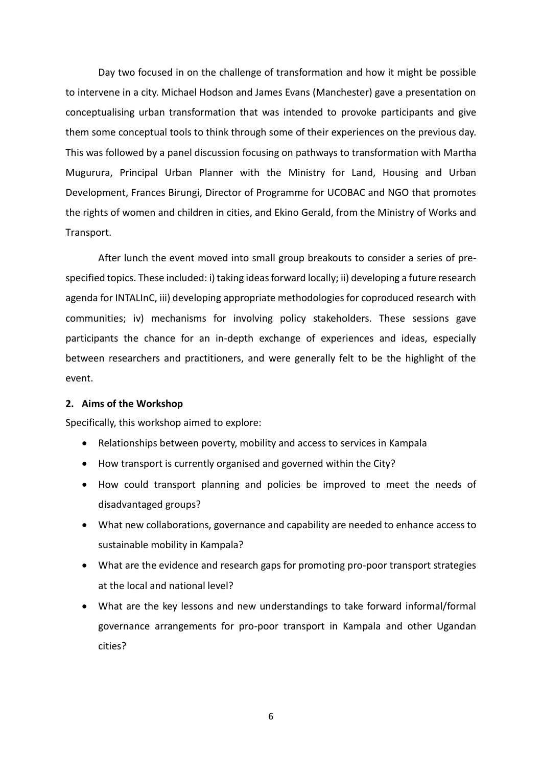Day two focused in on the challenge of transformation and how it might be possible to intervene in a city. Michael Hodson and James Evans (Manchester) gave a presentation on conceptualising urban transformation that was intended to provoke participants and give them some conceptual tools to think through some of their experiences on the previous day. This was followed by a panel discussion focusing on pathways to transformation with Martha Mugurura, Principal Urban Planner with the Ministry for Land, Housing and Urban Development, Frances Birungi, Director of Programme for UCOBAC and NGO that promotes the rights of women and children in cities, and Ekino Gerald, from the Ministry of Works and Transport.

After lunch the event moved into small group breakouts to consider a series of pre-specified topics. These included: i) taking ideas forward locally; ii) developing a future research agenda for INTALInC, iii) developing appropriate methodologies for coproduced research with communities; iv) mechanisms for involving policy stakeholders. These sessions gave participants the chance for an in-depth exchange of experiences and ideas, especially between researchers and practitioners, and were generally felt to be the highlight of the event.

## 2. Aims of the Workshop

Specifically, this workshop aimed to explore:

- Relationships between poverty, mobility and access to services in Kampala
- How transport is currently organised and governed within the City?
- How could transport planning and policies be improved to meet the needs of disadvantaged groups?
- What new collaborations, governance and capability are needed to enhance access to sustainable mobility in Kampala?
- What are the evidence and research gaps for promoting pro-poor transport strategies at the local and national level?
- What are the key lessons and new understandings to take forward informal/formal governance arrangements for pro-poor transport in Kampala and other Ugandan cities?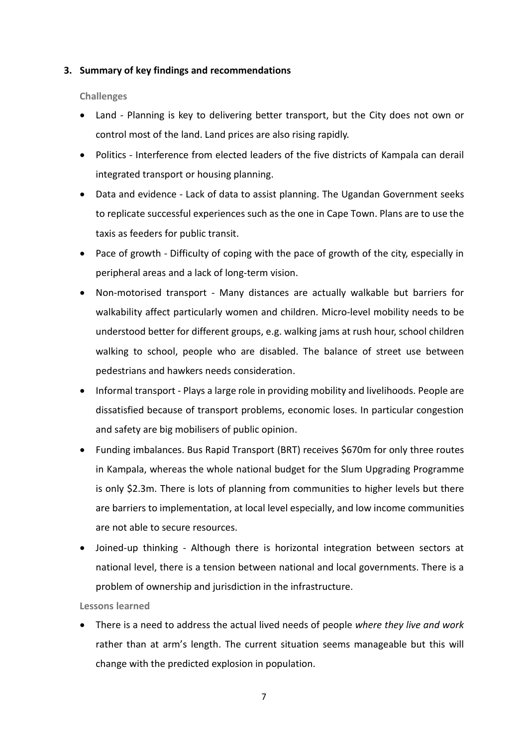## 3. Summary of key findings and recommendations

### Challenges

- Land - Planning is key to delivering better transport, but the City does not own or control most of the land. Land prices are also rising rapidly.
- Politics - Interference from elected leaders of the five districts of Kampala can derail integrated transport or housing planning.
- Data and evidence - Lack of data to assist planning. The Ugandan Government seeks to replicate successful experiences such as the one in Cape Town. Plans are to use the taxis as feeders for public transit.
- Pace of growth - Difficulty of coping with the pace of growth of the city, especially in peripheral areas and a lack of long-term vision.
- Non-motorised transport - Many distances are actually walkable but barriers for walkability affect particularly women and children. Micro-level mobility needs to be understood better for different groups, e.g. walking jams at rush hour, school children walking to school, people who are disabled. The balance of street use between pedestrians and hawkers needs consideration.
- Informal transport - Plays a large role in providing mobility and livelihoods. People are dissatisfied because of transport problems, economic loses. In particular congestion and safety are big mobilisers of public opinion.
- Funding imbalances. Bus Rapid Transport (BRT) receives $670m for only three routes in Kampala, whereas the whole national budget for the Slum Upgrading Programme is only $2.3m. There is lots of planning from communities to higher levels but there are barriers to implementation, at local level especially, and low income communities are not able to secure resources.
- Joined-up thinking - Although there is horizontal integration between sectors at national level, there is a tension between national and local governments. There is a problem of ownership and jurisdiction in the infrastructure.

### Lessons learned

- There is a need to address the actual lived needs of people *where they live and work* rather than at arm's length. The current situation seems manageable but this will change with the predicted explosion in population.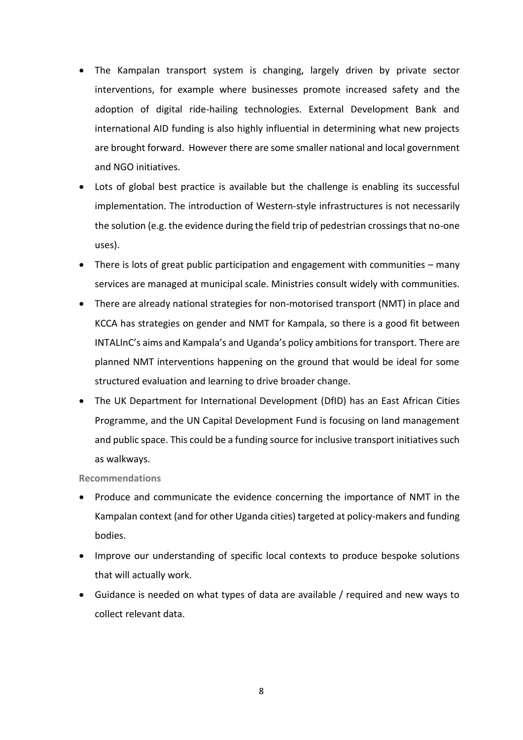- The Kampalan transport system is changing, largely driven by private sector interventions, for example where businesses promote increased safety and the adoption of digital ride-hailing technologies. External Development Bank and international AID funding is also highly influential in determining what new projects are brought forward. However there are some smaller national and local government and NGO initiatives.
- Lots of global best practice is available but the challenge is enabling its successful implementation. The introduction of Western-style infrastructures is not necessarily the solution (e.g. the evidence during the field trip of pedestrian crossings that no-one uses).
- There is lots of great public participation and engagement with communities – many services are managed at municipal scale. Ministries consult widely with communities.
- There are already national strategies for non-motorised transport (NMT) in place and KCCA has strategies on gender and NMT for Kampala, so there is a good fit between INTALInC's aims and Kampala's and Uganda's policy ambitions for transport. There are planned NMT interventions happening on the ground that would be ideal for some structured evaluation and learning to drive broader change.
- The UK Department for International Development (DfID) has an East African Cities Programme, and the UN Capital Development Fund is focusing on land management and public space. This could be a funding source for inclusive transport initiatives such as walkways.

**Recommendations**

- Produce and communicate the evidence concerning the importance of NMT in the Kampalan context (and for other Uganda cities) targeted at policy-makers and funding bodies.
- Improve our understanding of specific local contexts to produce bespoke solutions that will actually work.
- Guidance is needed on what types of data are available / required and new ways to collect relevant data.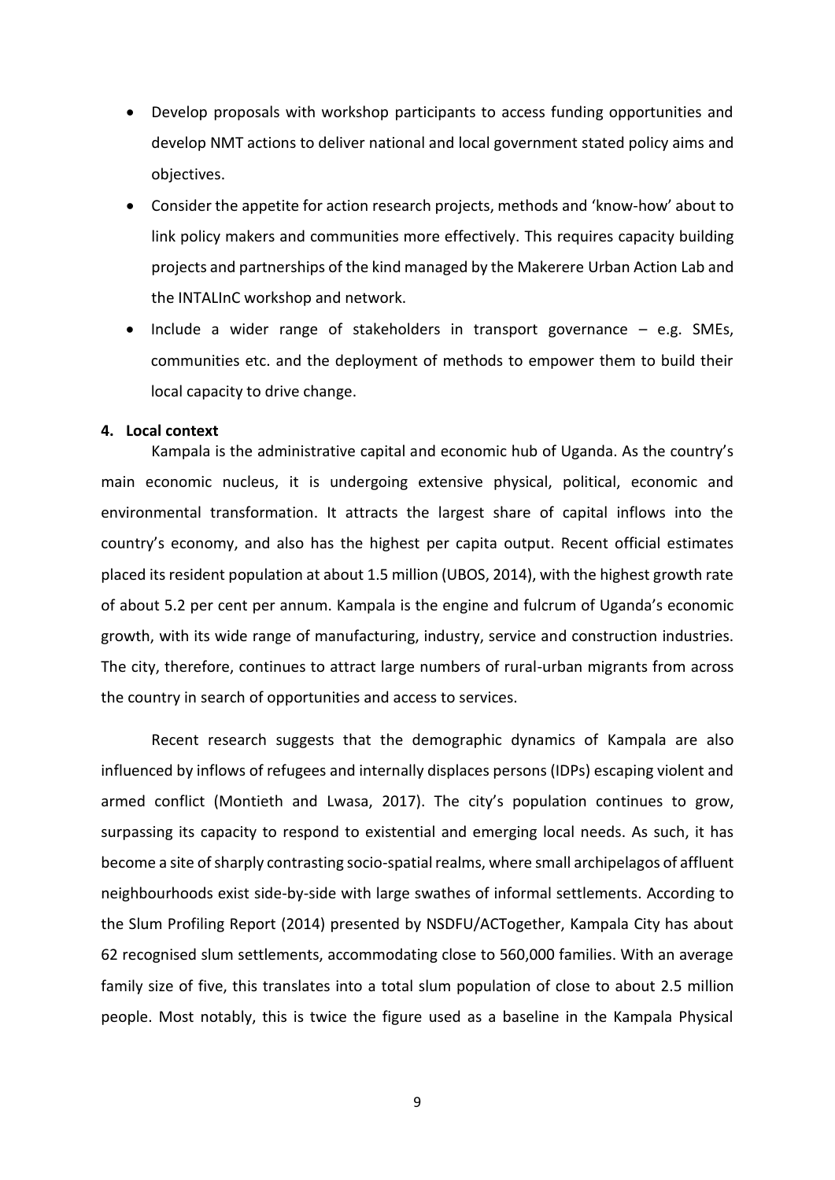- Develop proposals with workshop participants to access funding opportunities and develop NMT actions to deliver national and local government stated policy aims and objectives.
- Consider the appetite for action research projects, methods and 'know-how' about to link policy makers and communities more effectively. This requires capacity building projects and partnerships of the kind managed by the Makerere Urban Action Lab and the INTALInC workshop and network.
- Include a wider range of stakeholders in transport governance – e.g. SMEs, communities etc. and the deployment of methods to empower them to build their local capacity to drive change.

## 4. Local context

Kampala is the administrative capital and economic hub of Uganda. As the country's main economic nucleus, it is undergoing extensive physical, political, economic and environmental transformation. It attracts the largest share of capital inflows into the country's economy, and also has the highest per capita output. Recent official estimates placed its resident population at about 1.5 million (UBOS, 2014), with the highest growth rate of about 5.2 per cent per annum. Kampala is the engine and fulcrum of Uganda's economic growth, with its wide range of manufacturing, industry, service and construction industries. The city, therefore, continues to attract large numbers of rural-urban migrants from across the country in search of opportunities and access to services.

Recent research suggests that the demographic dynamics of Kampala are also influenced by inflows of refugees and internally displaces persons (IDPs) escaping violent and armed conflict (Montieth and Lwasa, 2017). The city's population continues to grow, surpassing its capacity to respond to existential and emerging local needs. As such, it has become a site of sharply contrasting socio-spatial realms, where small archipelagos of affluent neighbourhoods exist side-by-side with large swathes of informal settlements. According to the Slum Profiling Report (2014) presented by NSDFU/ACTogether, Kampala City has about 62 recognised slum settlements, accommodating close to 560,000 families. With an average family size of five, this translates into a total slum population of close to about 2.5 million people. Most notably, this is twice the figure used as a baseline in the Kampala Physical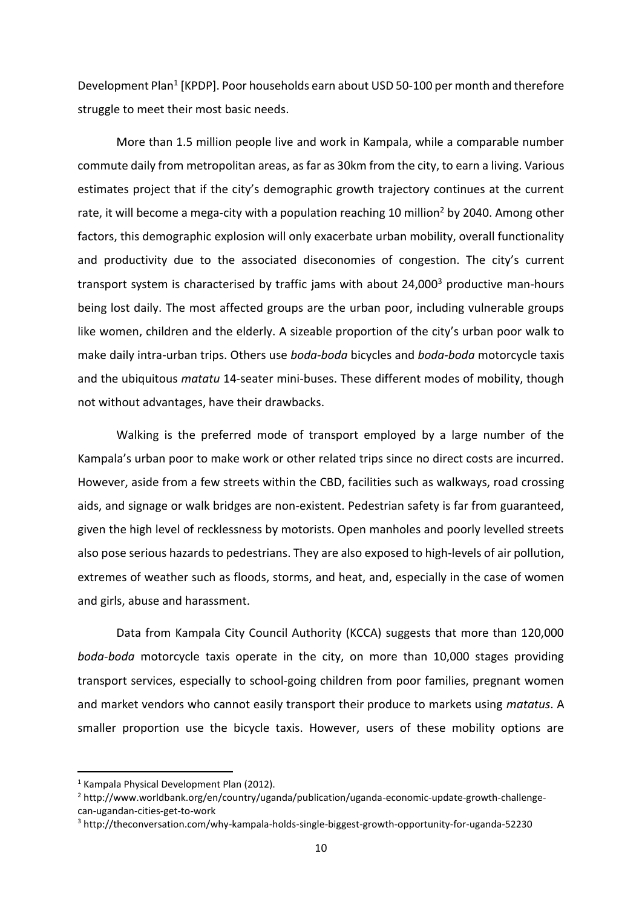Development Plan[1] [KPDP]. Poor households earn about USD 50-100 per month and therefore struggle to meet their most basic needs.

More than 1.5 million people live and work in Kampala, while a comparable number commute daily from metropolitan areas, as far as 30km from the city, to earn a living. Various estimates project that if the city's demographic growth trajectory continues at the current rate, it will become a mega-city with a population reaching 10 million[2] by 2040. Among other factors, this demographic explosion will only exacerbate urban mobility, overall functionality and productivity due to the associated diseconomies of congestion. The city's current transport system is characterised by traffic jams with about 24,000[3] productive man-hours being lost daily. The most affected groups are the urban poor, including vulnerable groups like women, children and the elderly. A sizeable proportion of the city's urban poor walk to make daily intra-urban trips. Others use *boda-boda* bicycles and *boda-boda* motorcycle taxis and the ubiquitous *matatu* 14-seater mini-buses. These different modes of mobility, though not without advantages, have their drawbacks.

Walking is the preferred mode of transport employed by a large number of the Kampala's urban poor to make work or other related trips since no direct costs are incurred. However, aside from a few streets within the CBD, facilities such as walkways, road crossing aids, and signage or walk bridges are non-existent. Pedestrian safety is far from guaranteed, given the high level of recklessness by motorists. Open manholes and poorly levelled streets also pose serious hazards to pedestrians. They are also exposed to high-levels of air pollution, extremes of weather such as floods, storms, and heat, and, especially in the case of women and girls, abuse and harassment.

Data from Kampala City Council Authority (KCCA) suggests that more than 120,000 *boda-boda* motorcycle taxis operate in the city, on more than 10,000 stages providing transport services, especially to school-going children from poor families, pregnant women and market vendors who cannot easily transport their produce to markets using *matatus*. A smaller proportion use the bicycle taxis. However, users of these mobility options are

---

[1] Kampala Physical Development Plan (2012).

[2] http://www.worldbank.org/en/country/uganda/publication/uganda-economic-update-growth-challenge-can-ugandan-cities-get-to-work

[3] http://theconversation.com/why-kampala-holds-single-biggest-growth-opportunity-for-uganda-52230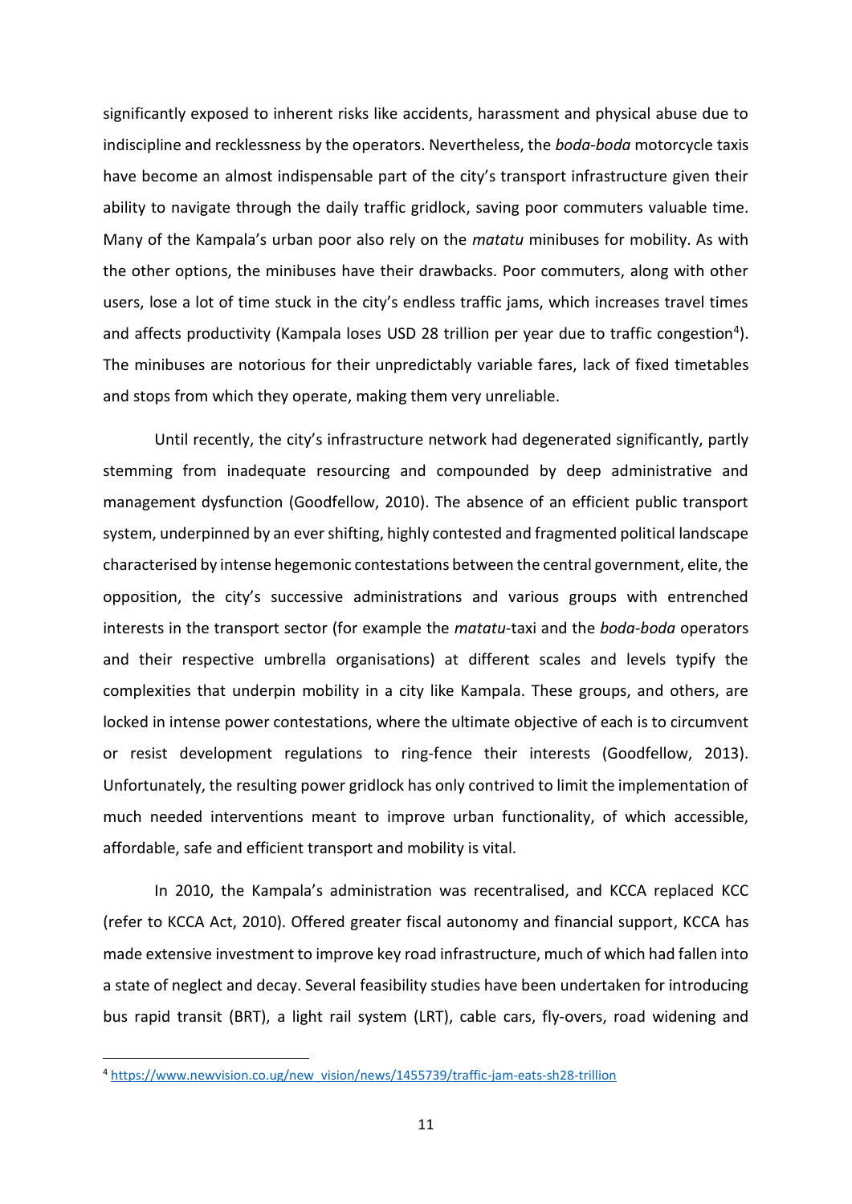significantly exposed to inherent risks like accidents, harassment and physical abuse due to indiscipline and recklessness by the operators. Nevertheless, the *boda-boda* motorcycle taxis have become an almost indispensable part of the city's transport infrastructure given their ability to navigate through the daily traffic gridlock, saving poor commuters valuable time. Many of the Kampala's urban poor also rely on the *matatu* minibuses for mobility. As with the other options, the minibuses have their drawbacks. Poor commuters, along with other users, lose a lot of time stuck in the city's endless traffic jams, which increases travel times and affects productivity (Kampala loses USD 28 trillion per year due to traffic congestion[4]). The minibuses are notorious for their unpredictably variable fares, lack of fixed timetables and stops from which they operate, making them very unreliable.

Until recently, the city's infrastructure network had degenerated significantly, partly stemming from inadequate resourcing and compounded by deep administrative and management dysfunction (Goodfellow, 2010). The absence of an efficient public transport system, underpinned by an ever shifting, highly contested and fragmented political landscape characterised by intense hegemonic contestations between the central government, elite, the opposition, the city's successive administrations and various groups with entrenched interests in the transport sector (for example the *matatu*-taxi and the *boda-boda* operators and their respective umbrella organisations) at different scales and levels typify the complexities that underpin mobility in a city like Kampala. These groups, and others, are locked in intense power contestations, where the ultimate objective of each is to circumvent or resist development regulations to ring-fence their interests (Goodfellow, 2013). Unfortunately, the resulting power gridlock has only contrived to limit the implementation of much needed interventions meant to improve urban functionality, of which accessible, affordable, safe and efficient transport and mobility is vital.

In 2010, the Kampala's administration was recentralised, and KCCA replaced KCC (refer to KCCA Act, 2010). Offered greater fiscal autonomy and financial support, KCCA has made extensive investment to improve key road infrastructure, much of which had fallen into a state of neglect and decay. Several feasibility studies have been undertaken for introducing bus rapid transit (BRT), a light rail system (LRT), cable cars, fly-overs, road widening and

---

[4] https://www.newvision.co.ug/new_vision/news/1455739/traffic-jam-eats-sh28-trillion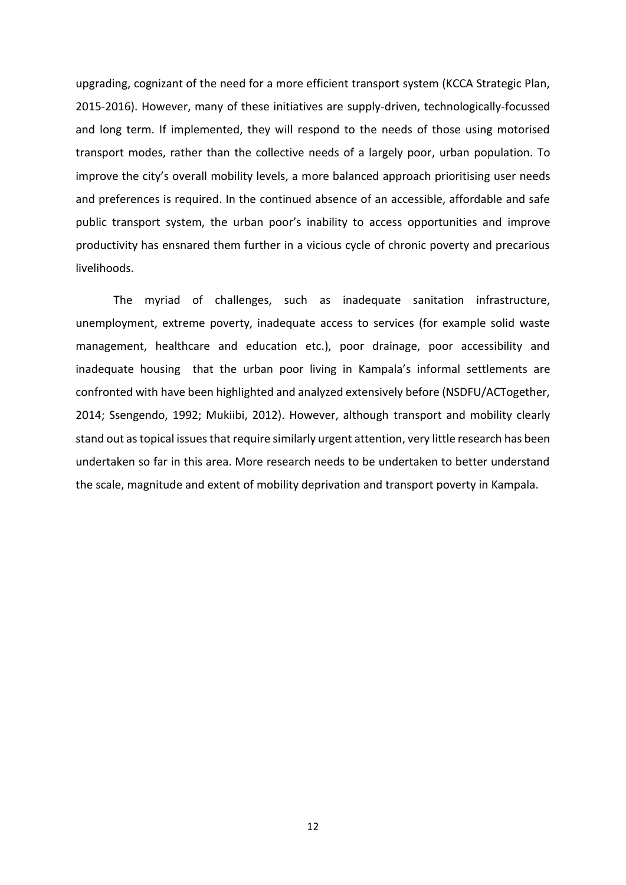upgrading, cognizant of the need for a more efficient transport system (KCCA Strategic Plan, 2015-2016). However, many of these initiatives are supply-driven, technologically-focussed and long term. If implemented, they will respond to the needs of those using motorised transport modes, rather than the collective needs of a largely poor, urban population. To improve the city's overall mobility levels, a more balanced approach prioritising user needs and preferences is required. In the continued absence of an accessible, affordable and safe public transport system, the urban poor's inability to access opportunities and improve productivity has ensnared them further in a vicious cycle of chronic poverty and precarious livelihoods.

The myriad of challenges, such as inadequate sanitation infrastructure, unemployment, extreme poverty, inadequate access to services (for example solid waste management, healthcare and education etc.), poor drainage, poor accessibility and inadequate housing that the urban poor living in Kampala's informal settlements are confronted with have been highlighted and analyzed extensively before (NSDFU/ACTogether, 2014; Ssengendo, 1992; Mukiibi, 2012). However, although transport and mobility clearly stand out as topical issues that require similarly urgent attention, very little research has been undertaken so far in this area. More research needs to be undertaken to better understand the scale, magnitude and extent of mobility deprivation and transport poverty in Kampala.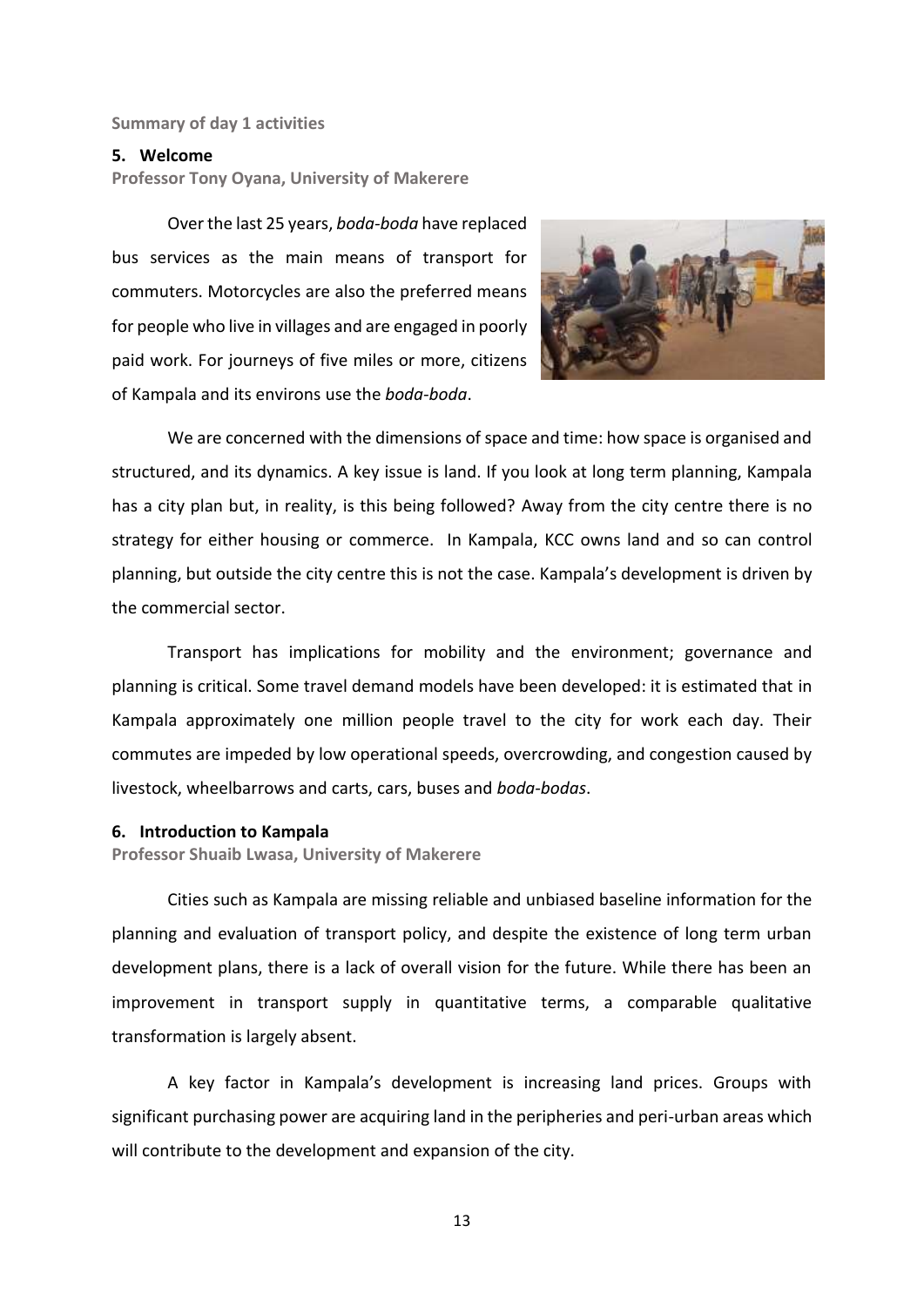**Summary of day 1 activities**

## 5. Welcome

**Professor Tony Oyana, University of Makerere**

Over the last 25 years, *boda-boda* have replaced bus services as the main means of transport for commuters. Motorcycles are also the preferred means for people who live in villages and are engaged in poorly paid work. For journeys of five miles or more, citizens of Kampala and its environs use the *boda-boda*.

We are concerned with the dimensions of space and time: how space is organised and structured, and its dynamics. A key issue is land. If you look at long term planning, Kampala has a city plan but, in reality, is this being followed? Away from the city centre there is no strategy for either housing or commerce. In Kampala, KCC owns land and so can control planning, but outside the city centre this is not the case. Kampala's development is driven by the commercial sector.

Transport has implications for mobility and the environment; governance and planning is critical. Some travel demand models have been developed: it is estimated that in Kampala approximately one million people travel to the city for work each day. Their commutes are impeded by low operational speeds, overcrowding, and congestion caused by livestock, wheelbarrows and carts, cars, buses and *boda-bodas*.

## 6. Introduction to Kampala

**Professor Shuaib Lwasa, University of Makerere**

Cities such as Kampala are missing reliable and unbiased baseline information for the planning and evaluation of transport policy, and despite the existence of long term urban development plans, there is a lack of overall vision for the future. While there has been an improvement in transport supply in quantitative terms, a comparable qualitative transformation is largely absent.

A key factor in Kampala's development is increasing land prices. Groups with significant purchasing power are acquiring land in the peripheries and peri-urban areas which will contribute to the development and expansion of the city.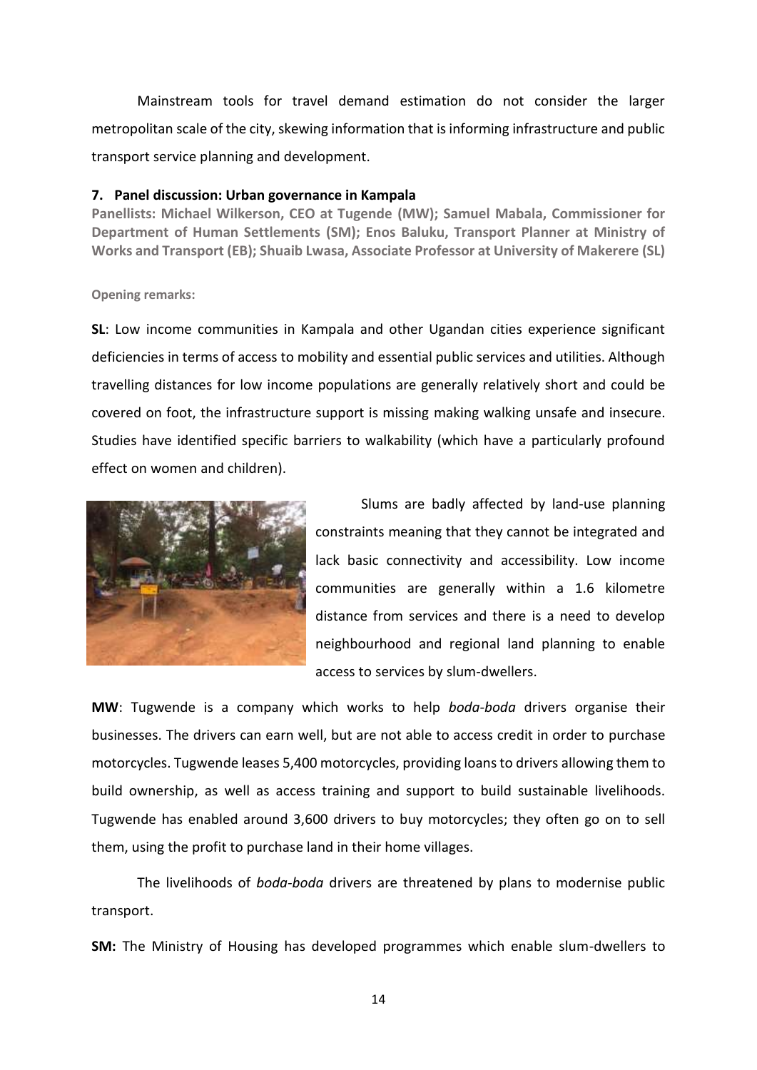Mainstream tools for travel demand estimation do not consider the larger metropolitan scale of the city, skewing information that is informing infrastructure and public transport service planning and development.

## 7. Panel discussion: Urban governance in Kampala

**Panellists: Michael Wilkerson, CEO at Tugende (MW); Samuel Mabala, Commissioner for Department of Human Settlements (SM); Enos Baluku, Transport Planner at Ministry of Works and Transport (EB); Shuaib Lwasa, Associate Professor at University of Makerere (SL)**

**Opening remarks:**

**SL**: Low income communities in Kampala and other Ugandan cities experience significant deficiencies in terms of access to mobility and essential public services and utilities. Although travelling distances for low income populations are generally relatively short and could be covered on foot, the infrastructure support is missing making walking unsafe and insecure. Studies have identified specific barriers to walkability (which have a particularly profound effect on women and children).

Slums are badly affected by land-use planning constraints meaning that they cannot be integrated and lack basic connectivity and accessibility. Low income communities are generally within a 1.6 kilometre distance from services and there is a need to develop neighbourhood and regional land planning to enable access to services by slum-dwellers.

**MW**: Tugwende is a company which works to help *boda-boda* drivers organise their businesses. The drivers can earn well, but are not able to access credit in order to purchase motorcycles. Tugwende leases 5,400 motorcycles, providing loans to drivers allowing them to build ownership, as well as access training and support to build sustainable livelihoods. Tugwende has enabled around 3,600 drivers to buy motorcycles; they often go on to sell them, using the profit to purchase land in their home villages.

The livelihoods of *boda-boda* drivers are threatened by plans to modernise public transport.

**SM:** The Ministry of Housing has developed programmes which enable slum-dwellers to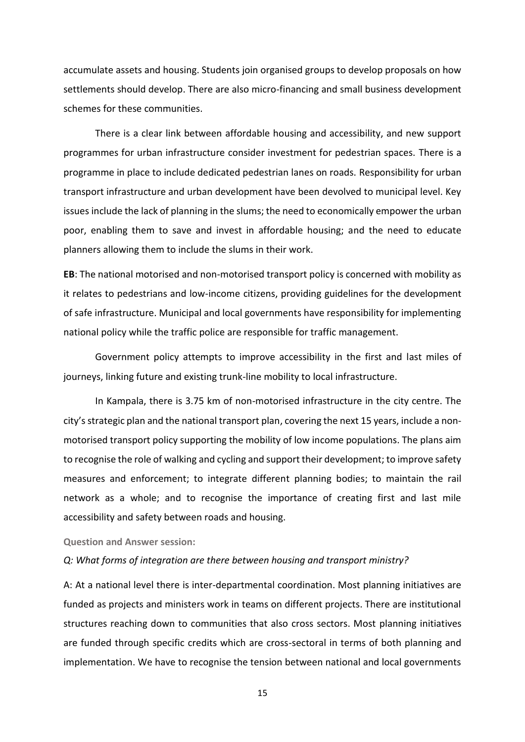accumulate assets and housing. Students join organised groups to develop proposals on how settlements should develop. There are also micro-financing and small business development schemes for these communities.

There is a clear link between affordable housing and accessibility, and new support programmes for urban infrastructure consider investment for pedestrian spaces. There is a programme in place to include dedicated pedestrian lanes on roads. Responsibility for urban transport infrastructure and urban development have been devolved to municipal level. Key issues include the lack of planning in the slums; the need to economically empower the urban poor, enabling them to save and invest in affordable housing; and the need to educate planners allowing them to include the slums in their work.

**EB**: The national motorised and non-motorised transport policy is concerned with mobility as it relates to pedestrians and low-income citizens, providing guidelines for the development of safe infrastructure. Municipal and local governments have responsibility for implementing national policy while the traffic police are responsible for traffic management.

Government policy attempts to improve accessibility in the first and last miles of journeys, linking future and existing trunk-line mobility to local infrastructure.

In Kampala, there is 3.75 km of non-motorised infrastructure in the city centre. The city's strategic plan and the national transport plan, covering the next 15 years, include a non-motorised transport policy supporting the mobility of low income populations. The plans aim to recognise the role of walking and cycling and support their development; to improve safety measures and enforcement; to integrate different planning bodies; to maintain the rail network as a whole; and to recognise the importance of creating first and last mile accessibility and safety between roads and housing.

**Question and Answer session:**

*Q: What forms of integration are there between housing and transport ministry?*

A: At a national level there is inter-departmental coordination. Most planning initiatives are funded as projects and ministers work in teams on different projects. There are institutional structures reaching down to communities that also cross sectors. Most planning initiatives are funded through specific credits which are cross-sectoral in terms of both planning and implementation. We have to recognise the tension between national and local governments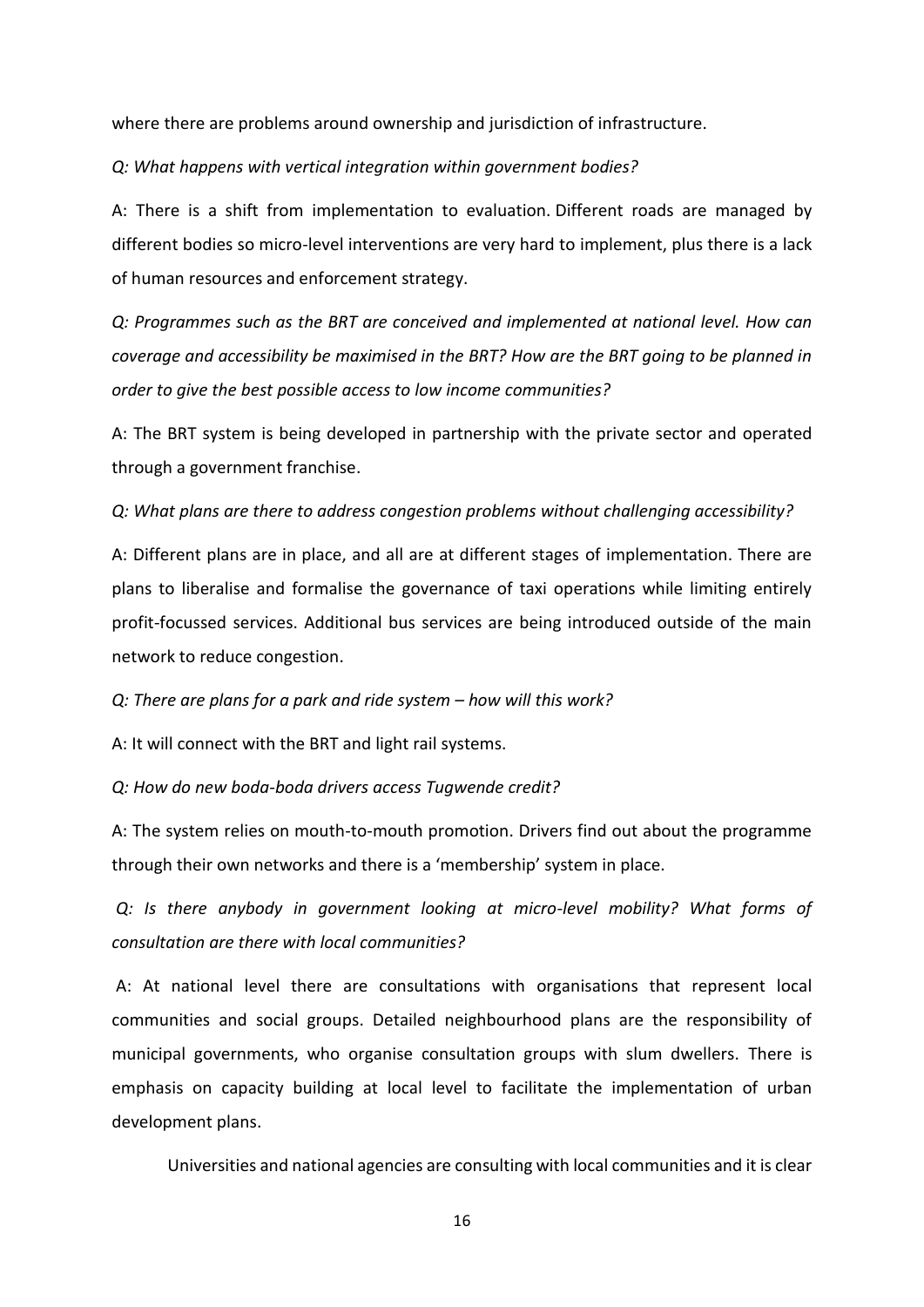where there are problems around ownership and jurisdiction of infrastructure.

*Q: What happens with vertical integration within government bodies?*

A: There is a shift from implementation to evaluation. Different roads are managed by different bodies so micro-level interventions are very hard to implement, plus there is a lack of human resources and enforcement strategy.

*Q: Programmes such as the BRT are conceived and implemented at national level. How can coverage and accessibility be maximised in the BRT? How are the BRT going to be planned in order to give the best possible access to low income communities?*

A: The BRT system is being developed in partnership with the private sector and operated through a government franchise.

*Q: What plans are there to address congestion problems without challenging accessibility?*

A: Different plans are in place, and all are at different stages of implementation. There are plans to liberalise and formalise the governance of taxi operations while limiting entirely profit-focussed services. Additional bus services are being introduced outside of the main network to reduce congestion.

*Q: There are plans for a park and ride system – how will this work?*

A: It will connect with the BRT and light rail systems.

*Q: How do new boda-boda drivers access Tugwende credit?*

A: The system relies on mouth-to-mouth promotion. Drivers find out about the programme through their own networks and there is a 'membership' system in place.

*Q: Is there anybody in government looking at micro-level mobility? What forms of consultation are there with local communities?*

A: At national level there are consultations with organisations that represent local communities and social groups. Detailed neighbourhood plans are the responsibility of municipal governments, who organise consultation groups with slum dwellers. There is emphasis on capacity building at local level to facilitate the implementation of urban development plans.

Universities and national agencies are consulting with local communities and it is clear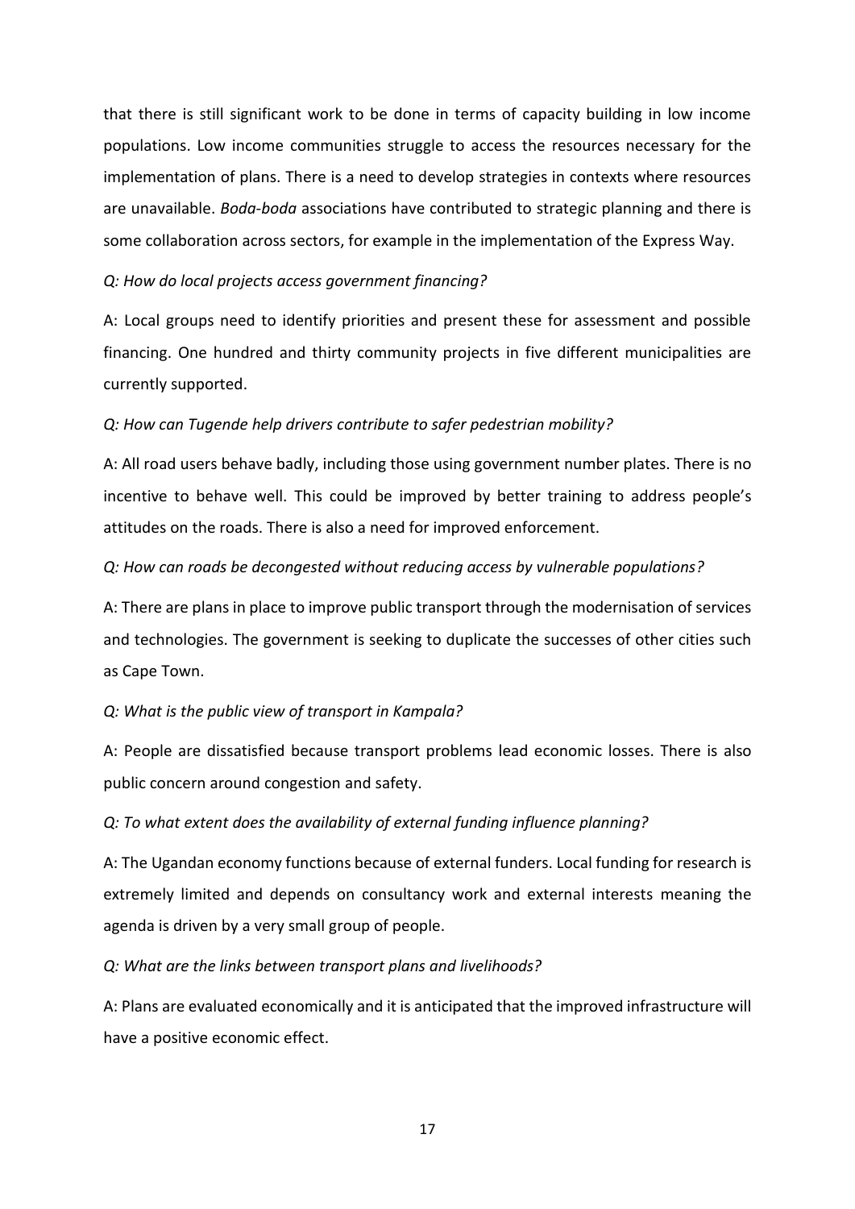that there is still significant work to be done in terms of capacity building in low income populations. Low income communities struggle to access the resources necessary for the implementation of plans. There is a need to develop strategies in contexts where resources are unavailable. *Boda-boda* associations have contributed to strategic planning and there is some collaboration across sectors, for example in the implementation of the Express Way.

*Q: How do local projects access government financing?*

A: Local groups need to identify priorities and present these for assessment and possible financing. One hundred and thirty community projects in five different municipalities are currently supported.

*Q: How can Tugende help drivers contribute to safer pedestrian mobility?*

A: All road users behave badly, including those using government number plates. There is no incentive to behave well. This could be improved by better training to address people's attitudes on the roads. There is also a need for improved enforcement.

*Q: How can roads be decongested without reducing access by vulnerable populations?*

A: There are plans in place to improve public transport through the modernisation of services and technologies. The government is seeking to duplicate the successes of other cities such as Cape Town.

*Q: What is the public view of transport in Kampala?*

A: People are dissatisfied because transport problems lead economic losses. There is also public concern around congestion and safety.

*Q: To what extent does the availability of external funding influence planning?*

A: The Ugandan economy functions because of external funders. Local funding for research is extremely limited and depends on consultancy work and external interests meaning the agenda is driven by a very small group of people.

*Q: What are the links between transport plans and livelihoods?*

A: Plans are evaluated economically and it is anticipated that the improved infrastructure will have a positive economic effect.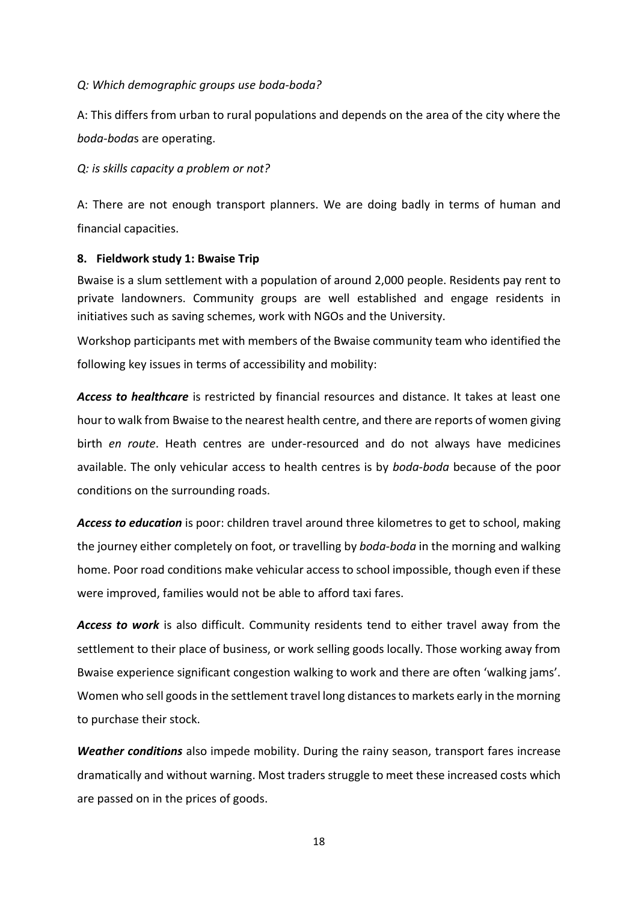*Q: Which demographic groups use boda-boda?*

A: This differs from urban to rural populations and depends on the area of the city where the *boda-boda*s are operating.

*Q: is skills capacity a problem or not?*

A: There are not enough transport planners. We are doing badly in terms of human and financial capacities.

## 8. Fieldwork study 1: Bwaise Trip

Bwaise is a slum settlement with a population of around 2,000 people. Residents pay rent to private landowners. Community groups are well established and engage residents in initiatives such as saving schemes, work with NGOs and the University.

Workshop participants met with members of the Bwaise community team who identified the following key issues in terms of accessibility and mobility:

***Access to healthcare*** is restricted by financial resources and distance. It takes at least one hour to walk from Bwaise to the nearest health centre, and there are reports of women giving birth *en route*. Heath centres are under-resourced and do not always have medicines available. The only vehicular access to health centres is by *boda-boda* because of the poor conditions on the surrounding roads.

***Access to education*** is poor: children travel around three kilometres to get to school, making the journey either completely on foot, or travelling by *boda-boda* in the morning and walking home. Poor road conditions make vehicular access to school impossible, though even if these were improved, families would not be able to afford taxi fares.

***Access to work*** is also difficult. Community residents tend to either travel away from the settlement to their place of business, or work selling goods locally. Those working away from Bwaise experience significant congestion walking to work and there are often 'walking jams'. Women who sell goods in the settlement travel long distances to markets early in the morning to purchase their stock.

***Weather conditions*** also impede mobility. During the rainy season, transport fares increase dramatically and without warning. Most traders struggle to meet these increased costs which are passed on in the prices of goods.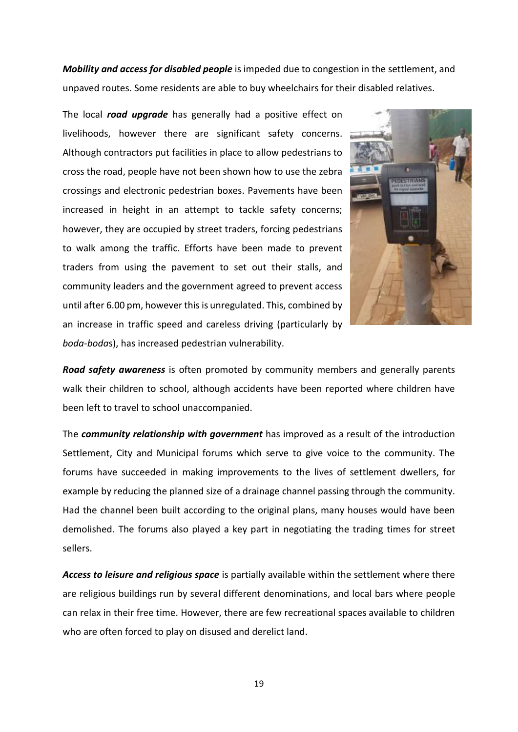***Mobility and access for disabled people*** is impeded due to congestion in the settlement, and unpaved routes. Some residents are able to buy wheelchairs for their disabled relatives.

The local ***road upgrade*** has generally had a positive effect on livelihoods, however there are significant safety concerns. Although contractors put facilities in place to allow pedestrians to cross the road, people have not been shown how to use the zebra crossings and electronic pedestrian boxes. Pavements have been increased in height in an attempt to tackle safety concerns; however, they are occupied by street traders, forcing pedestrians to walk among the traffic. Efforts have been made to prevent traders from using the pavement to set out their stalls, and community leaders and the government agreed to prevent access until after 6.00 pm, however this is unregulated. This, combined by an increase in traffic speed and careless driving (particularly by *boda-boda*s), has increased pedestrian vulnerability.

***Road safety awareness*** is often promoted by community members and generally parents walk their children to school, although accidents have been reported where children have been left to travel to school unaccompanied.

The ***community relationship with government*** has improved as a result of the introduction Settlement, City and Municipal forums which serve to give voice to the community. The forums have succeeded in making improvements to the lives of settlement dwellers, for example by reducing the planned size of a drainage channel passing through the community. Had the channel been built according to the original plans, many houses would have been demolished. The forums also played a key part in negotiating the trading times for street sellers.

***Access to leisure and religious space*** is partially available within the settlement where there are religious buildings run by several different denominations, and local bars where people can relax in their free time. However, there are few recreational spaces available to children who are often forced to play on disused and derelict land.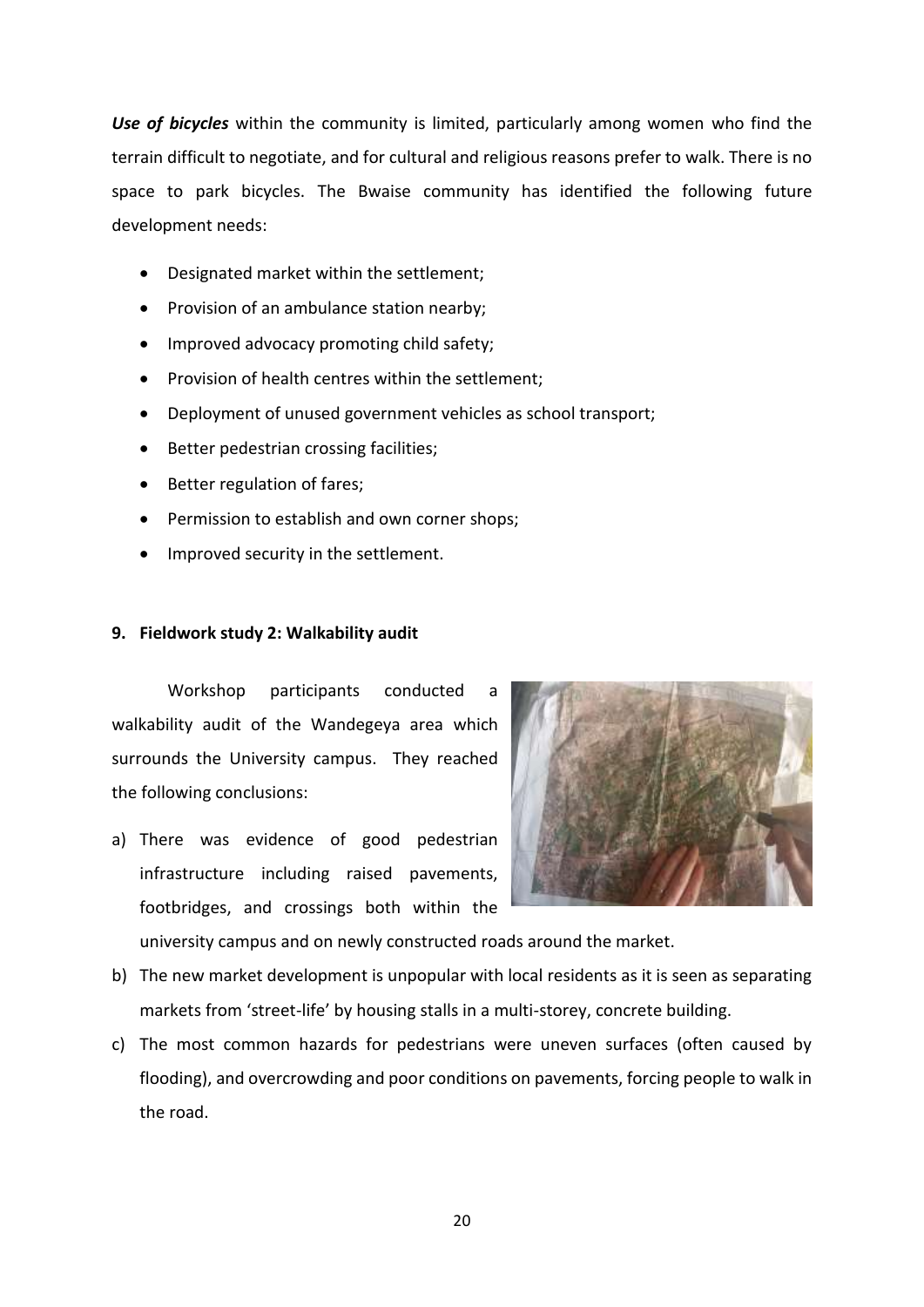***Use of bicycles*** within the community is limited, particularly among women who find the terrain difficult to negotiate, and for cultural and religious reasons prefer to walk. There is no space to park bicycles. The Bwaise community has identified the following future development needs:

- Designated market within the settlement;
- Provision of an ambulance station nearby;
- Improved advocacy promoting child safety;
- Provision of health centres within the settlement;
- Deployment of unused government vehicles as school transport;
- Better pedestrian crossing facilities;
- Better regulation of fares;
- Permission to establish and own corner shops;
- Improved security in the settlement.

## 9. Fieldwork study 2: Walkability audit

Workshop participants conducted a walkability audit of the Wandegeya area which surrounds the University campus. They reached the following conclusions:

a) There was evidence of good pedestrian infrastructure including raised pavements, footbridges, and crossings both within the university campus and on newly constructed roads around the market.

b) The new market development is unpopular with local residents as it is seen as separating markets from 'street-life' by housing stalls in a multi-storey, concrete building.

c) The most common hazards for pedestrians were uneven surfaces (often caused by flooding), and overcrowding and poor conditions on pavements, forcing people to walk in the road.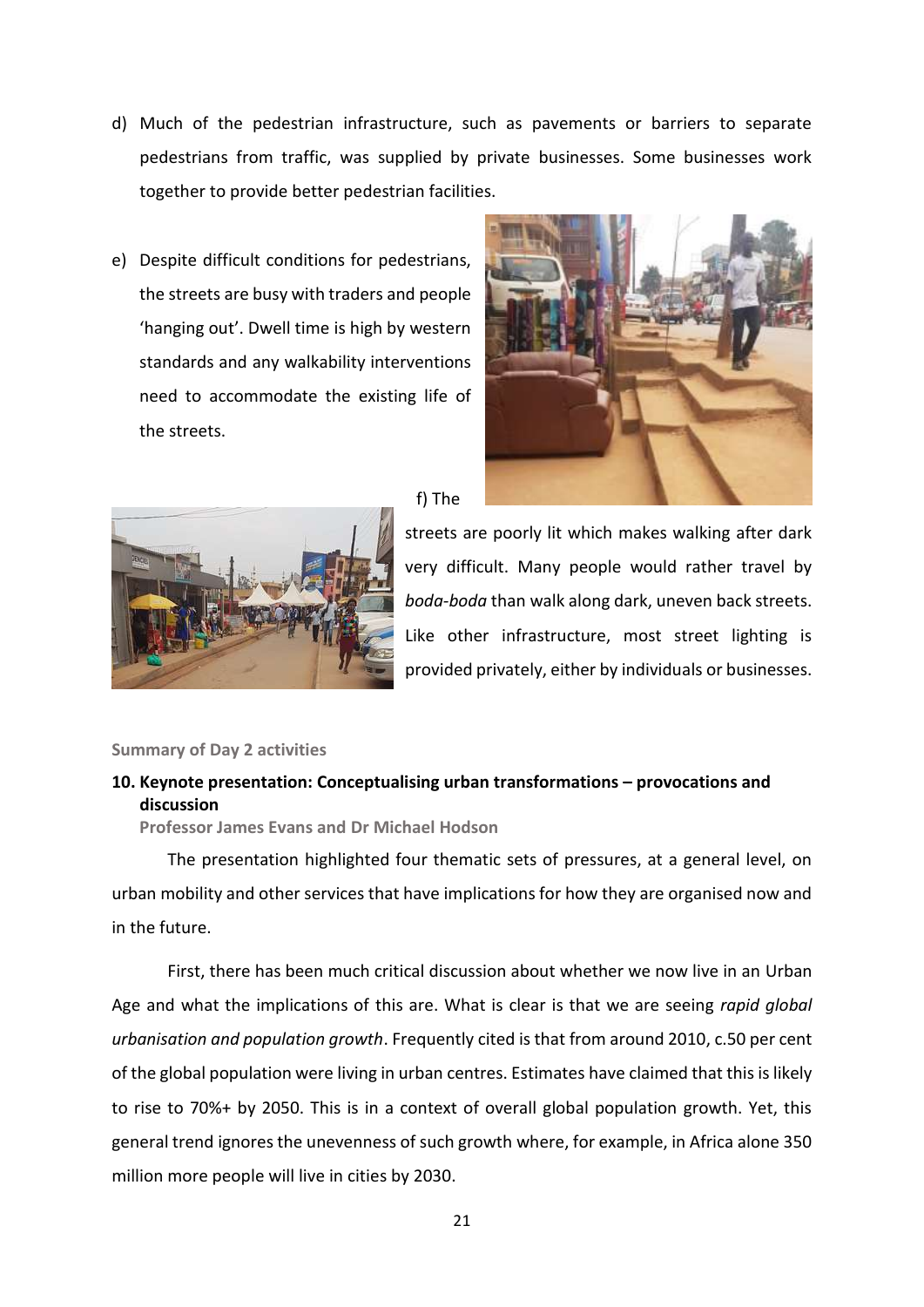d) Much of the pedestrian infrastructure, such as pavements or barriers to separate pedestrians from traffic, was supplied by private businesses. Some businesses work together to provide better pedestrian facilities.

e) Despite difficult conditions for pedestrians, the streets are busy with traders and people 'hanging out'. Dwell time is high by western standards and any walkability interventions need to accommodate the existing life of the streets.

f) The streets are poorly lit which makes walking after dark very difficult. Many people would rather travel by *boda-boda* than walk along dark, uneven back streets. Like other infrastructure, most street lighting is provided privately, either by individuals or businesses.

## Summary of Day 2 activities

### 10. Keynote presentation: Conceptualising urban transformations – provocations and discussion

**Professor James Evans and Dr Michael Hodson**

The presentation highlighted four thematic sets of pressures, at a general level, on urban mobility and other services that have implications for how they are organised now and in the future.

First, there has been much critical discussion about whether we now live in an Urban Age and what the implications of this are. What is clear is that we are seeing *rapid global urbanisation and population growth*. Frequently cited is that from around 2010, c.50 per cent of the global population were living in urban centres. Estimates have claimed that this is likely to rise to 70%+ by 2050. This is in a context of overall global population growth. Yet, this general trend ignores the unevenness of such growth where, for example, in Africa alone 350 million more people will live in cities by 2030.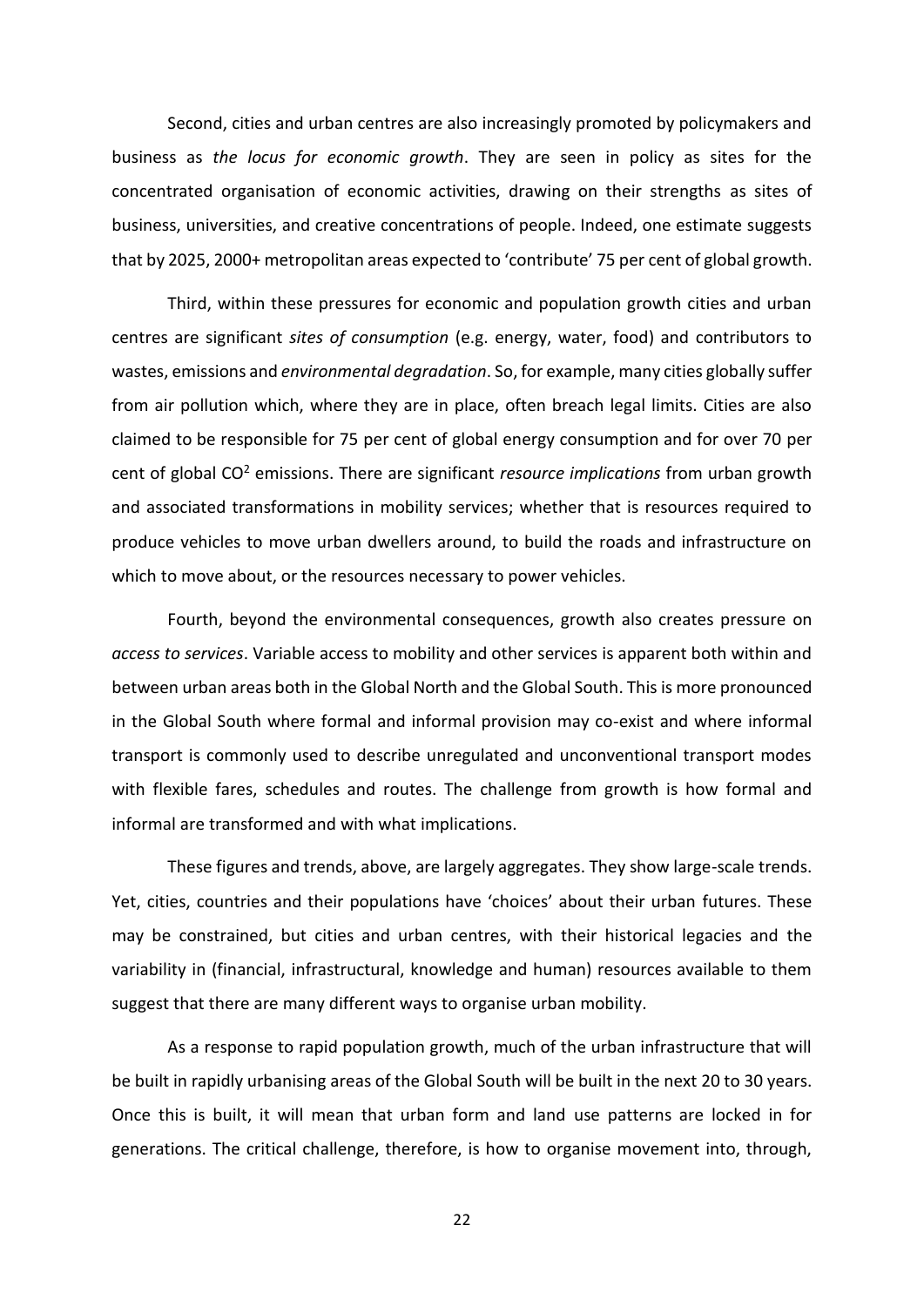Second, cities and urban centres are also increasingly promoted by policymakers and business as *the locus for economic growth*. They are seen in policy as sites for the concentrated organisation of economic activities, drawing on their strengths as sites of business, universities, and creative concentrations of people. Indeed, one estimate suggests that by 2025, 2000+ metropolitan areas expected to 'contribute' 75 per cent of global growth.

Third, within these pressures for economic and population growth cities and urban centres are significant *sites of consumption* (e.g. energy, water, food) and contributors to wastes, emissions and *environmental degradation*. So, for example, many cities globally suffer from air pollution which, where they are in place, often breach legal limits. Cities are also claimed to be responsible for 75 per cent of global energy consumption and for over 70 per cent of global $CO^2$ emissions. There are significant *resource implications* from urban growth and associated transformations in mobility services; whether that is resources required to produce vehicles to move urban dwellers around, to build the roads and infrastructure on which to move about, or the resources necessary to power vehicles.

Fourth, beyond the environmental consequences, growth also creates pressure on *access to services*. Variable access to mobility and other services is apparent both within and between urban areas both in the Global North and the Global South. This is more pronounced in the Global South where formal and informal provision may co-exist and where informal transport is commonly used to describe unregulated and unconventional transport modes with flexible fares, schedules and routes. The challenge from growth is how formal and informal are transformed and with what implications.

These figures and trends, above, are largely aggregates. They show large-scale trends. Yet, cities, countries and their populations have 'choices' about their urban futures. These may be constrained, but cities and urban centres, with their historical legacies and the variability in (financial, infrastructural, knowledge and human) resources available to them suggest that there are many different ways to organise urban mobility.

As a response to rapid population growth, much of the urban infrastructure that will be built in rapidly urbanising areas of the Global South will be built in the next 20 to 30 years. Once this is built, it will mean that urban form and land use patterns are locked in for generations. The critical challenge, therefore, is how to organise movement into, through,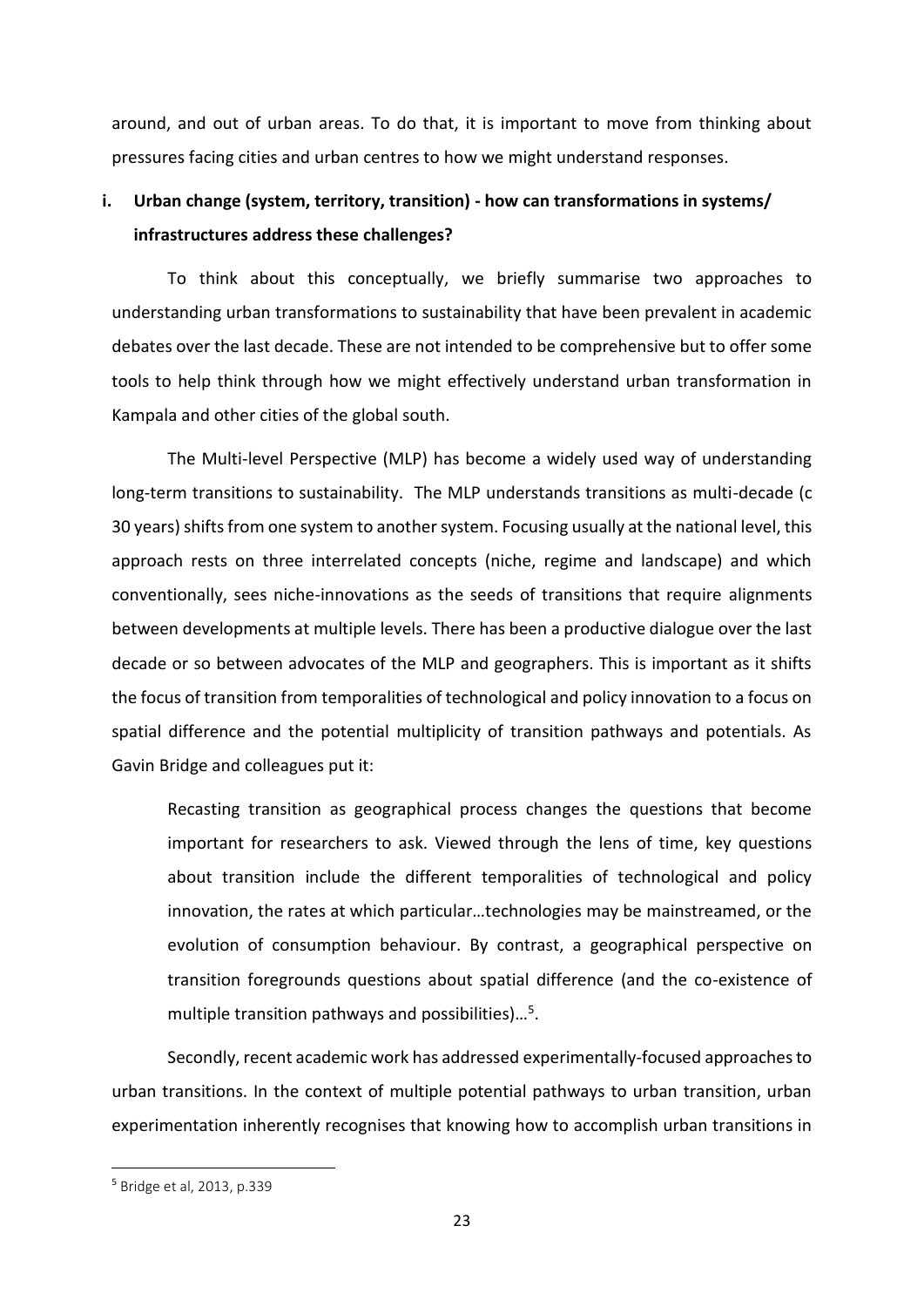around, and out of urban areas. To do that, it is important to move from thinking about pressures facing cities and urban centres to how we might understand responses.

**i. Urban change (system, territory, transition) - how can transformations in systems/ infrastructures address these challenges?**

To think about this conceptually, we briefly summarise two approaches to understanding urban transformations to sustainability that have been prevalent in academic debates over the last decade. These are not intended to be comprehensive but to offer some tools to help think through how we might effectively understand urban transformation in Kampala and other cities of the global south.

The Multi-level Perspective (MLP) has become a widely used way of understanding long-term transitions to sustainability. The MLP understands transitions as multi-decade (c 30 years) shifts from one system to another system. Focusing usually at the national level, this approach rests on three interrelated concepts (niche, regime and landscape) and which conventionally, sees niche-innovations as the seeds of transitions that require alignments between developments at multiple levels. There has been a productive dialogue over the last decade or so between advocates of the MLP and geographers. This is important as it shifts the focus of transition from temporalities of technological and policy innovation to a focus on spatial difference and the potential multiplicity of transition pathways and potentials. As Gavin Bridge and colleagues put it:

> Recasting transition as geographical process changes the questions that become important for researchers to ask. Viewed through the lens of time, key questions about transition include the different temporalities of technological and policy innovation, the rates at which particular…technologies may be mainstreamed, or the evolution of consumption behaviour. By contrast, a geographical perspective on transition foregrounds questions about spatial difference (and the co-existence of multiple transition pathways and possibilities)…[5].

Secondly, recent academic work has addressed experimentally-focused approaches to urban transitions. In the context of multiple potential pathways to urban transition, urban experimentation inherently recognises that knowing how to accomplish urban transitions in

---

[5] Bridge et al, 2013, p.339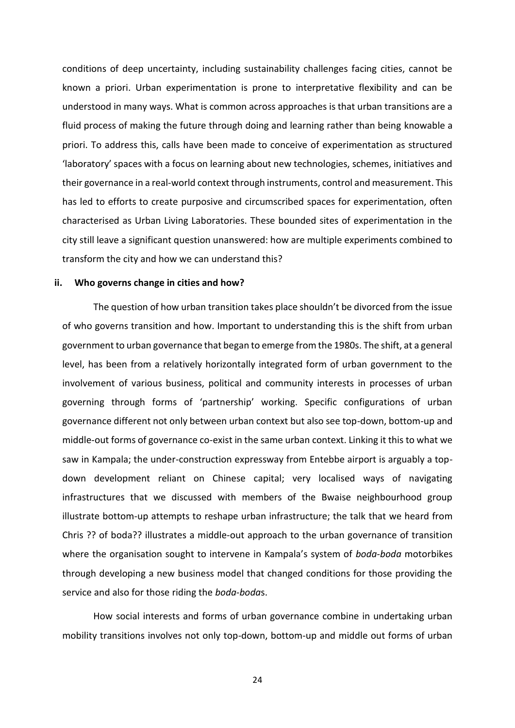conditions of deep uncertainty, including sustainability challenges facing cities, cannot be known a priori. Urban experimentation is prone to interpretative flexibility and can be understood in many ways. What is common across approaches is that urban transitions are a fluid process of making the future through doing and learning rather than being knowable a priori. To address this, calls have been made to conceive of experimentation as structured 'laboratory' spaces with a focus on learning about new technologies, schemes, initiatives and their governance in a real-world context through instruments, control and measurement. This has led to efforts to create purposive and circumscribed spaces for experimentation, often characterised as Urban Living Laboratories. These bounded sites of experimentation in the city still leave a significant question unanswered: how are multiple experiments combined to transform the city and how we can understand this?

### ii. Who governs change in cities and how?

The question of how urban transition takes place shouldn't be divorced from the issue of who governs transition and how. Important to understanding this is the shift from urban government to urban governance that began to emerge from the 1980s. The shift, at a general level, has been from a relatively horizontally integrated form of urban government to the involvement of various business, political and community interests in processes of urban governing through forms of 'partnership' working. Specific configurations of urban governance different not only between urban context but also see top-down, bottom-up and middle-out forms of governance co-exist in the same urban context. Linking it this to what we saw in Kampala; the under-construction expressway from Entebbe airport is arguably a top-down development reliant on Chinese capital; very localised ways of navigating infrastructures that we discussed with members of the Bwaise neighbourhood group illustrate bottom-up attempts to reshape urban infrastructure; the talk that we heard from Chris ?? of boda?? illustrates a middle-out approach to the urban governance of transition where the organisation sought to intervene in Kampala's system of *boda-boda* motorbikes through developing a new business model that changed conditions for those providing the service and also for those riding the *boda-boda*s.

How social interests and forms of urban governance combine in undertaking urban mobility transitions involves not only top-down, bottom-up and middle out forms of urban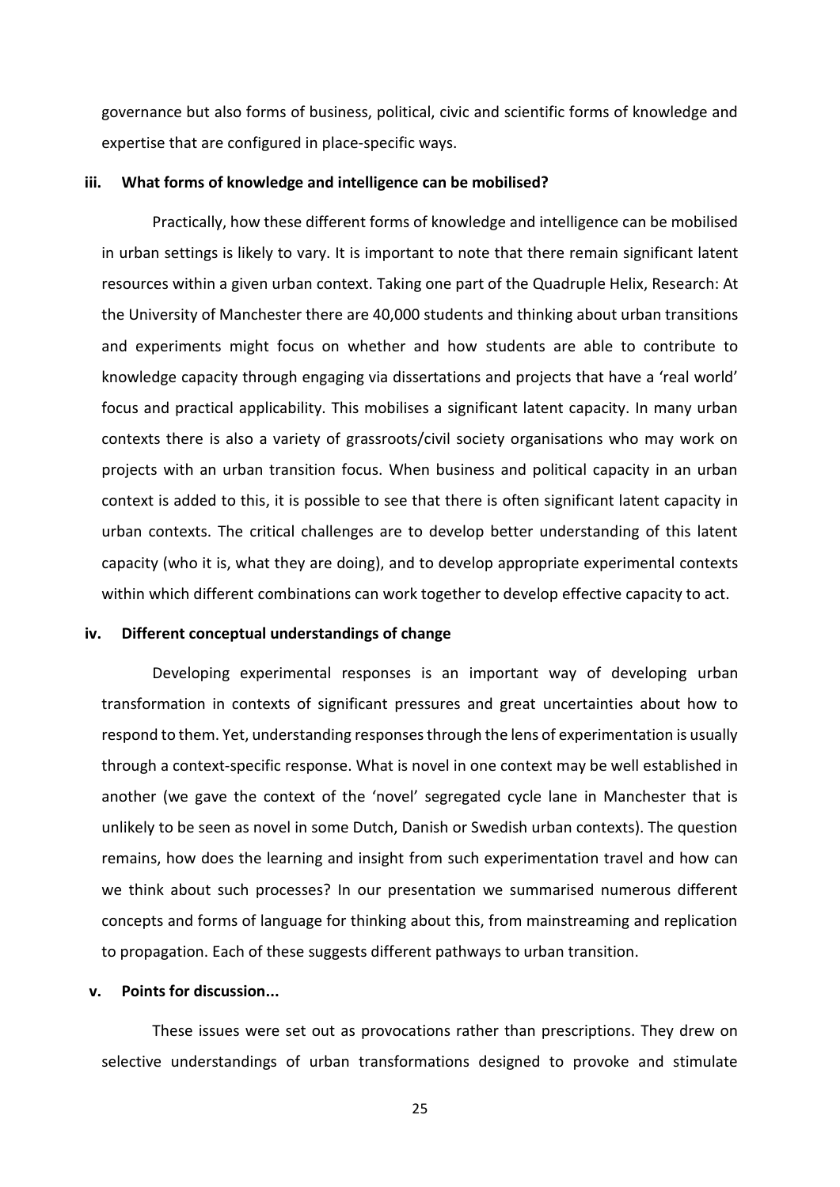governance but also forms of business, political, civic and scientific forms of knowledge and expertise that are configured in place-specific ways.

### iii. What forms of knowledge and intelligence can be mobilised?

Practically, how these different forms of knowledge and intelligence can be mobilised in urban settings is likely to vary. It is important to note that there remain significant latent resources within a given urban context. Taking one part of the Quadruple Helix, Research: At the University of Manchester there are 40,000 students and thinking about urban transitions and experiments might focus on whether and how students are able to contribute to knowledge capacity through engaging via dissertations and projects that have a 'real world' focus and practical applicability. This mobilises a significant latent capacity. In many urban contexts there is also a variety of grassroots/civil society organisations who may work on projects with an urban transition focus. When business and political capacity in an urban context is added to this, it is possible to see that there is often significant latent capacity in urban contexts. The critical challenges are to develop better understanding of this latent capacity (who it is, what they are doing), and to develop appropriate experimental contexts within which different combinations can work together to develop effective capacity to act.

### iv. Different conceptual understandings of change

Developing experimental responses is an important way of developing urban transformation in contexts of significant pressures and great uncertainties about how to respond to them. Yet, understanding responses through the lens of experimentation is usually through a context-specific response. What is novel in one context may be well established in another (we gave the context of the 'novel' segregated cycle lane in Manchester that is unlikely to be seen as novel in some Dutch, Danish or Swedish urban contexts). The question remains, how does the learning and insight from such experimentation travel and how can we think about such processes? In our presentation we summarised numerous different concepts and forms of language for thinking about this, from mainstreaming and replication to propagation. Each of these suggests different pathways to urban transition.

### v. Points for discussion...

These issues were set out as provocations rather than prescriptions. They drew on selective understandings of urban transformations designed to provoke and stimulate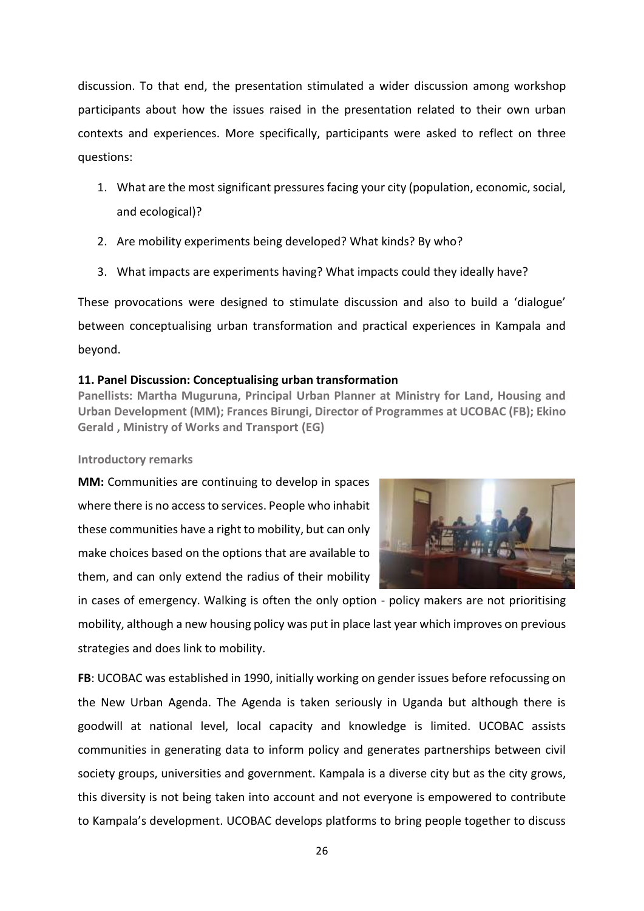discussion. To that end, the presentation stimulated a wider discussion among workshop participants about how the issues raised in the presentation related to their own urban contexts and experiences. More specifically, participants were asked to reflect on three questions:

1. What are the most significant pressures facing your city (population, economic, social, and ecological)?
2. Are mobility experiments being developed? What kinds? By who?
3. What impacts are experiments having? What impacts could they ideally have?

These provocations were designed to stimulate discussion and also to build a 'dialogue' between conceptualising urban transformation and practical experiences in Kampala and beyond.

### 11. Panel Discussion: Conceptualising urban transformation

**Panellists: Martha Muguruna, Principal Urban Planner at Ministry for Land, Housing and Urban Development (MM); Frances Birungi, Director of Programmes at UCOBAC (FB); Ekino Gerald , Ministry of Works and Transport (EG)**

**Introductory remarks**

**MM:** Communities are continuing to develop in spaces where there is no access to services. People who inhabit these communities have a right to mobility, but can only make choices based on the options that are available to them, and can only extend the radius of their mobility in cases of emergency. Walking is often the only option - policy makers are not prioritising mobility, although a new housing policy was put in place last year which improves on previous strategies and does link to mobility.

**FB**: UCOBAC was established in 1990, initially working on gender issues before refocussing on the New Urban Agenda. The Agenda is taken seriously in Uganda but although there is goodwill at national level, local capacity and knowledge is limited. UCOBAC assists communities in generating data to inform policy and generates partnerships between civil society groups, universities and government. Kampala is a diverse city but as the city grows, this diversity is not being taken into account and not everyone is empowered to contribute to Kampala's development. UCOBAC develops platforms to bring people together to discuss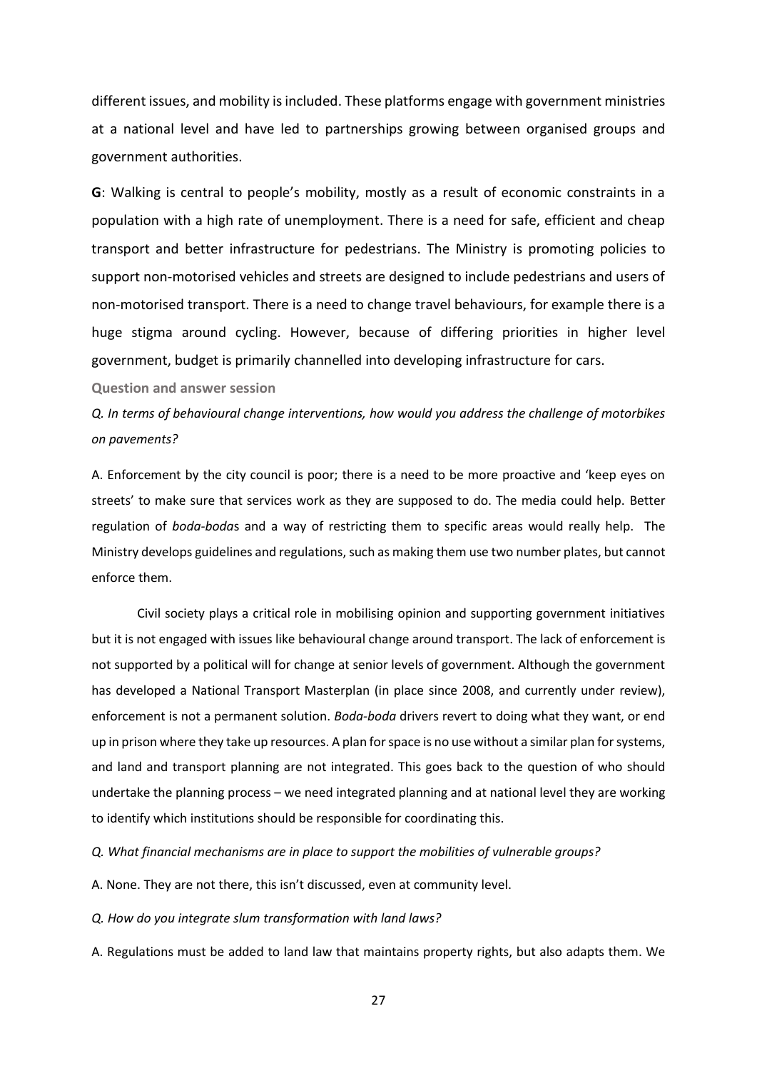different issues, and mobility is included. These platforms engage with government ministries at a national level and have led to partnerships growing between organised groups and government authorities.

**G**: Walking is central to people's mobility, mostly as a result of economic constraints in a population with a high rate of unemployment. There is a need for safe, efficient and cheap transport and better infrastructure for pedestrians. The Ministry is promoting policies to support non-motorised vehicles and streets are designed to include pedestrians and users of non-motorised transport. There is a need to change travel behaviours, for example there is a huge stigma around cycling. However, because of differing priorities in higher level government, budget is primarily channelled into developing infrastructure for cars.

### Question and answer session

*Q. In terms of behavioural change interventions, how would you address the challenge of motorbikes on pavements?*

A. Enforcement by the city council is poor; there is a need to be more proactive and 'keep eyes on streets' to make sure that services work as they are supposed to do. The media could help. Better regulation of *boda-boda*s and a way of restricting them to specific areas would really help. The Ministry develops guidelines and regulations, such as making them use two number plates, but cannot enforce them.

Civil society plays a critical role in mobilising opinion and supporting government initiatives but it is not engaged with issues like behavioural change around transport. The lack of enforcement is not supported by a political will for change at senior levels of government. Although the government has developed a National Transport Masterplan (in place since 2008, and currently under review), enforcement is not a permanent solution. *Boda-boda* drivers revert to doing what they want, or end up in prison where they take up resources. A plan for space is no use without a similar plan for systems, and land and transport planning are not integrated. This goes back to the question of who should undertake the planning process – we need integrated planning and at national level they are working to identify which institutions should be responsible for coordinating this.

*Q. What financial mechanisms are in place to support the mobilities of vulnerable groups?*

A. None. They are not there, this isn't discussed, even at community level.

*Q. How do you integrate slum transformation with land laws?*

A. Regulations must be added to land law that maintains property rights, but also adapts them. We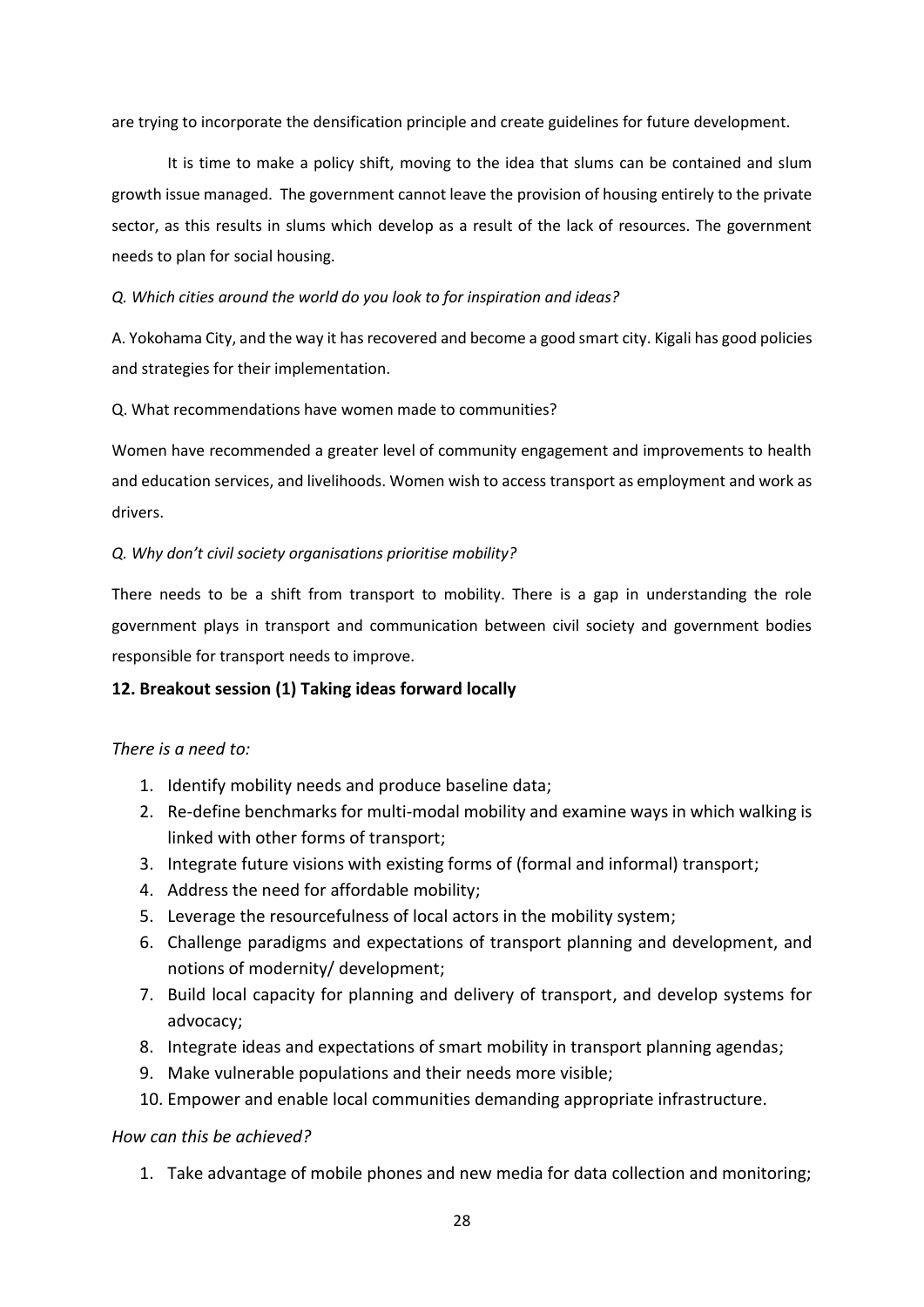are trying to incorporate the densification principle and create guidelines for future development.

It is time to make a policy shift, moving to the idea that slums can be contained and slum growth issue managed. The government cannot leave the provision of housing entirely to the private sector, as this results in slums which develop as a result of the lack of resources. The government needs to plan for social housing.

*Q. Which cities around the world do you look to for inspiration and ideas?*

A. Yokohama City, and the way it has recovered and become a good smart city. Kigali has good policies and strategies for their implementation.

Q. What recommendations have women made to communities?

Women have recommended a greater level of community engagement and improvements to health and education services, and livelihoods. Women wish to access transport as employment and work as drivers.

*Q. Why don't civil society organisations prioritise mobility?*

There needs to be a shift from transport to mobility. There is a gap in understanding the role government plays in transport and communication between civil society and government bodies responsible for transport needs to improve.

## 12. Breakout session (1) Taking ideas forward locally

*There is a need to:*

1. Identify mobility needs and produce baseline data;
2. Re-define benchmarks for multi-modal mobility and examine ways in which walking is linked with other forms of transport;
3. Integrate future visions with existing forms of (formal and informal) transport;
4. Address the need for affordable mobility;
5. Leverage the resourcefulness of local actors in the mobility system;
6. Challenge paradigms and expectations of transport planning and development, and notions of modernity/ development;
7. Build local capacity for planning and delivery of transport, and develop systems for advocacy;
8. Integrate ideas and expectations of smart mobility in transport planning agendas;
9. Make vulnerable populations and their needs more visible;
10. Empower and enable local communities demanding appropriate infrastructure.

*How can this be achieved?*

1. Take advantage of mobile phones and new media for data collection and monitoring;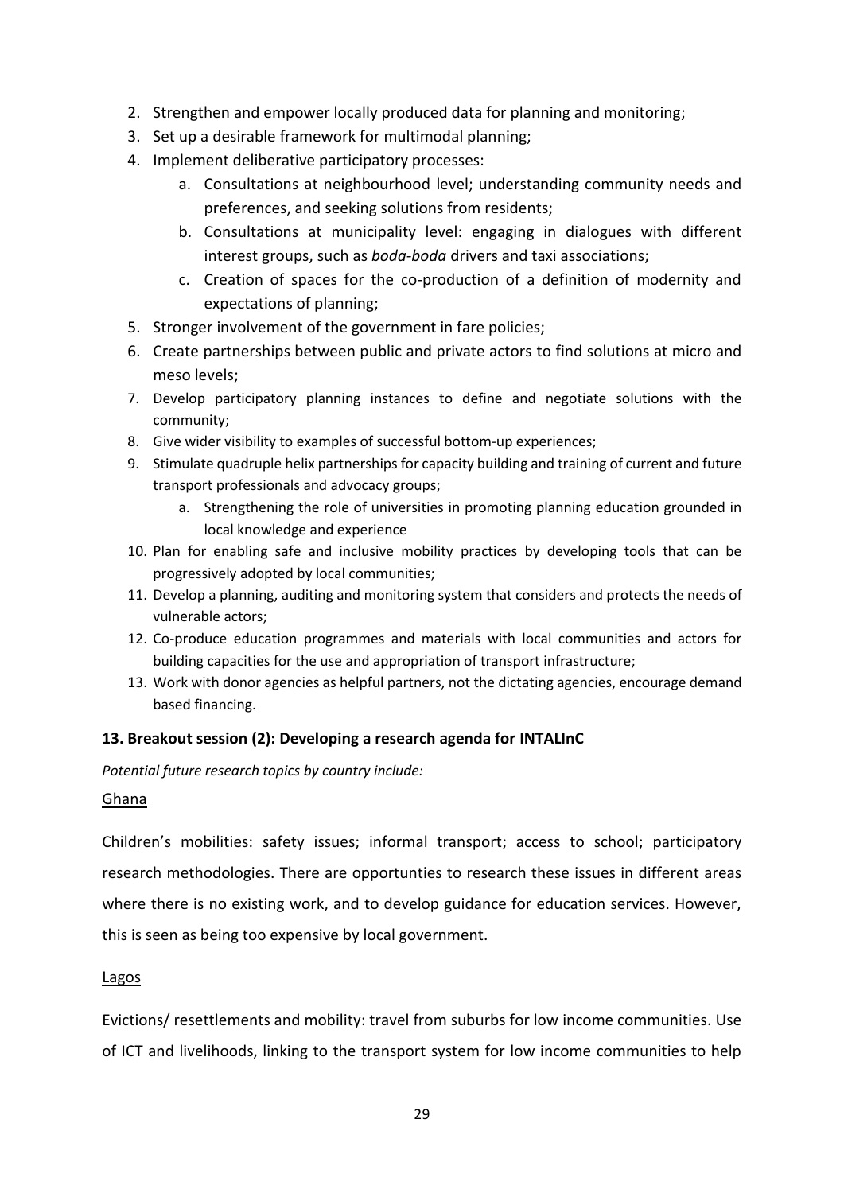2. Strengthen and empower locally produced data for planning and monitoring;
3. Set up a desirable framework for multimodal planning;
4. Implement deliberative participatory processes:
    a. Consultations at neighbourhood level; understanding community needs and preferences, and seeking solutions from residents;
    b. Consultations at municipality level: engaging in dialogues with different interest groups, such as *boda-boda* drivers and taxi associations;
    c. Creation of spaces for the co-production of a definition of modernity and expectations of planning;
5. Stronger involvement of the government in fare policies;
6. Create partnerships between public and private actors to find solutions at micro and meso levels;
7. Develop participatory planning instances to define and negotiate solutions with the community;
8. Give wider visibility to examples of successful bottom-up experiences;
9. Stimulate quadruple helix partnerships for capacity building and training of current and future transport professionals and advocacy groups;
    a. Strengthening the role of universities in promoting planning education grounded in local knowledge and experience
10. Plan for enabling safe and inclusive mobility practices by developing tools that can be progressively adopted by local communities;
11. Develop a planning, auditing and monitoring system that considers and protects the needs of vulnerable actors;
12. Co-produce education programmes and materials with local communities and actors for building capacities for the use and appropriation of transport infrastructure;
13. Work with donor agencies as helpful partners, not the dictating agencies, encourage demand based financing.

## 13. Breakout session (2): Developing a research agenda for INTALInC

*Potential future research topics by country include:*

Ghana

Children's mobilities: safety issues; informal transport; access to school; participatory research methodologies. There are opportunties to research these issues in different areas where there is no existing work, and to develop guidance for education services. However, this is seen as being too expensive by local government.

Lagos

Evictions/ resettlements and mobility: travel from suburbs for low income communities. Use of ICT and livelihoods, linking to the transport system for low income communities to help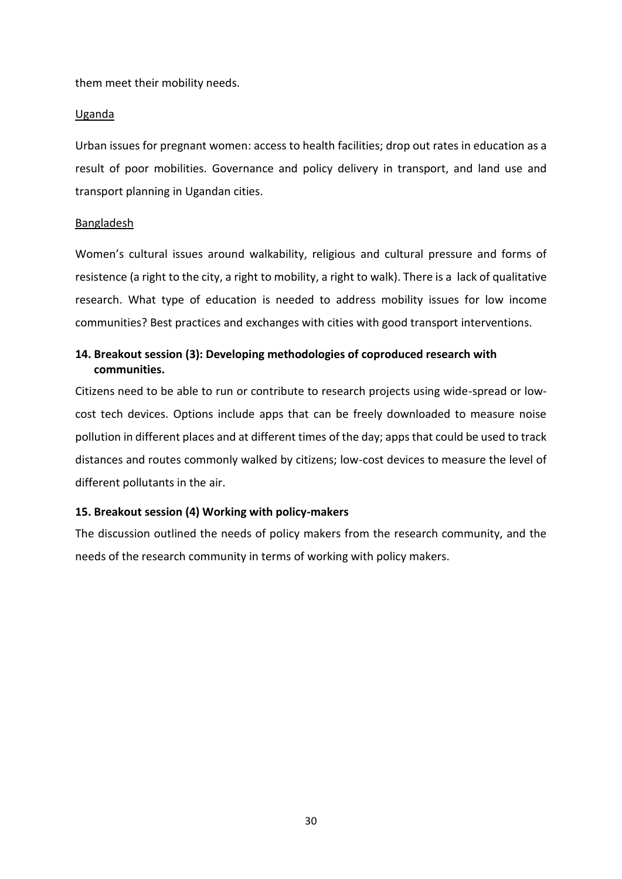them meet their mobility needs.

Uganda

Urban issues for pregnant women: access to health facilities; drop out rates in education as a result of poor mobilities. Governance and policy delivery in transport, and land use and transport planning in Ugandan cities.

Bangladesh

Women's cultural issues around walkability, religious and cultural pressure and forms of resistence (a right to the city, a right to mobility, a right to walk). There is a lack of qualitative research. What type of education is needed to address mobility issues for low income communities? Best practices and exchanges with cities with good transport interventions.

### 14. Breakout session (3): Developing methodologies of coproduced research with communities.

Citizens need to be able to run or contribute to research projects using wide-spread or low-cost tech devices. Options include apps that can be freely downloaded to measure noise pollution in different places and at different times of the day; apps that could be used to track distances and routes commonly walked by citizens; low-cost devices to measure the level of different pollutants in the air.

### 15. Breakout session (4) Working with policy-makers

The discussion outlined the needs of policy makers from the research community, and the needs of the research community in terms of working with policy makers.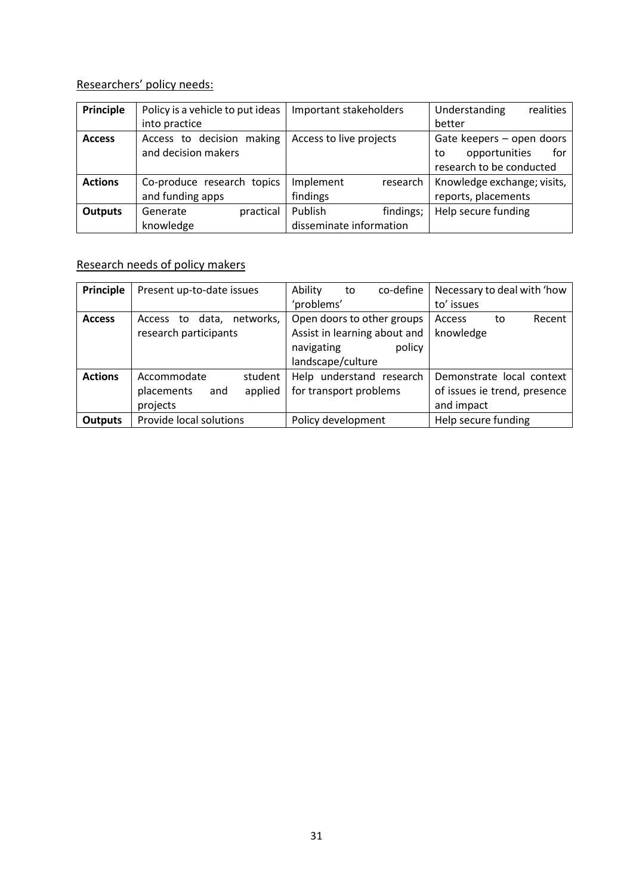Researchers' policy needs:

| | | | |
|---|---|---|---|
| **Principle** | Policy is a vehicle to put ideas into practice | Important stakeholders | Understanding realities better |
| **Access** | Access to decision making and decision makers | Access to live projects | Gate keepers – open doors to opportunities for research to be conducted |
| **Actions** | Co-produce research topics and funding apps | Implement research findings | Knowledge exchange; visits, reports, placements |
| **Outputs** | Generate practical knowledge | Publish findings; disseminate information | Help secure funding |

Research needs of policy makers

| | | | |
|---|---|---|---|
| **Principle** | Present up-to-date issues | Ability to co-define 'problems' | Necessary to deal with 'how to' issues |
| **Access** | Access to data, networks, research participants | Open doors to other groups Assist in learning about and navigating policy landscape/culture | Access to Recent knowledge |
| **Actions** | Accommodate student placements and applied projects | Help understand research for transport problems | Demonstrate local context of issues ie trend, presence and impact |
| **Outputs** | Provide local solutions | Policy development | Help secure funding |